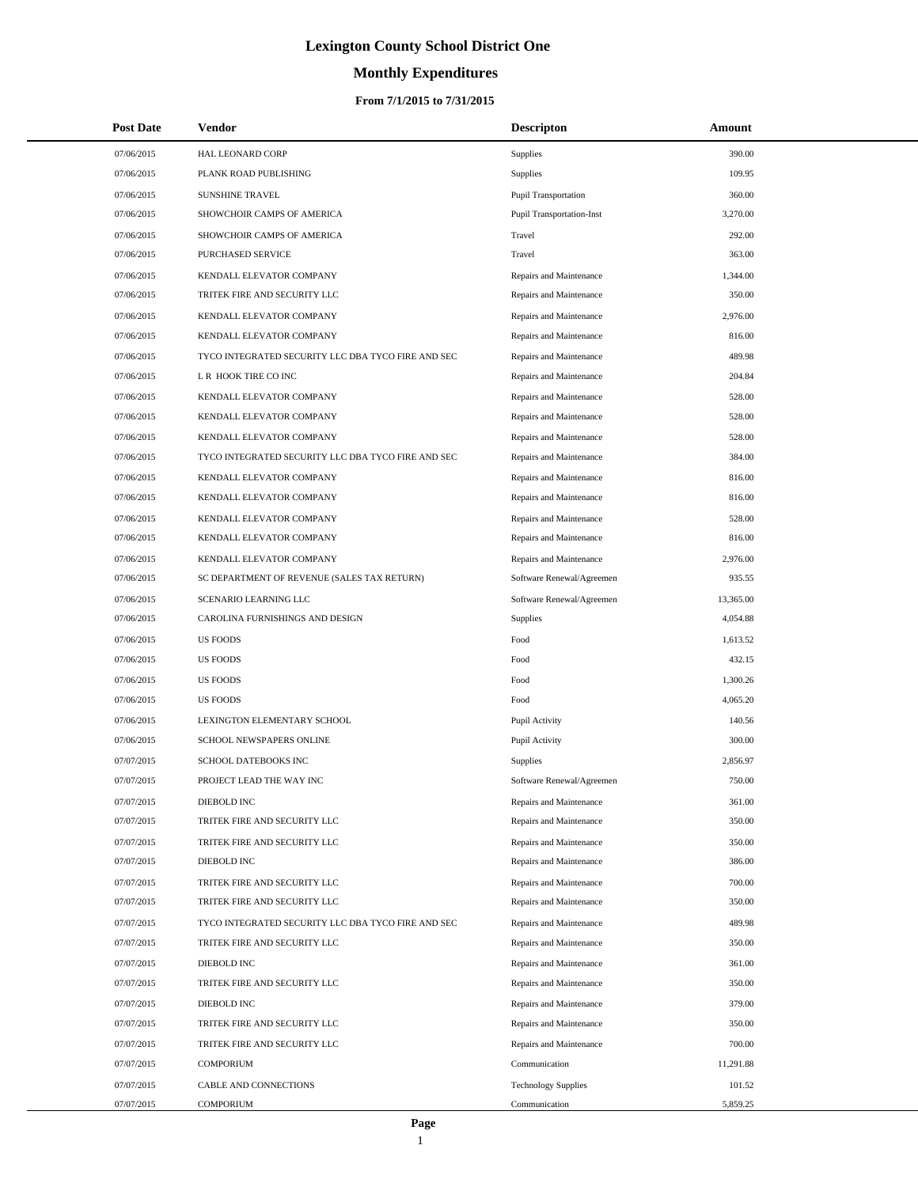# Lexington County School District One

## Monthly Expenditures

### From 7/1/2015 to 7/31/2015

| Post Date | Vendor | Descripton | Amount |
|---|---|---|---|
| 07/06/2015 | HAL LEONARD CORP | Supplies | 390.00 |
| 07/06/2015 | PLANK ROAD PUBLISHING | Supplies | 109.95 |
| 07/06/2015 | SUNSHINE TRAVEL | Pupil Transportation | 360.00 |
| 07/06/2015 | SHOWCHOIR CAMPS OF AMERICA | Pupil Transportation-Inst | 3,270.00 |
| 07/06/2015 | SHOWCHOIR CAMPS OF AMERICA | Travel | 292.00 |
| 07/06/2015 | PURCHASED SERVICE | Travel | 363.00 |
| 07/06/2015 | KENDALL ELEVATOR COMPANY | Repairs and Maintenance | 1,344.00 |
| 07/06/2015 | TRITEK FIRE AND SECURITY LLC | Repairs and Maintenance | 350.00 |
| 07/06/2015 | KENDALL ELEVATOR COMPANY | Repairs and Maintenance | 2,976.00 |
| 07/06/2015 | KENDALL ELEVATOR COMPANY | Repairs and Maintenance | 816.00 |
| 07/06/2015 | TYCO INTEGRATED SECURITY LLC DBA TYCO FIRE AND SEC | Repairs and Maintenance | 489.98 |
| 07/06/2015 | L R HOOK TIRE CO INC | Repairs and Maintenance | 204.84 |
| 07/06/2015 | KENDALL ELEVATOR COMPANY | Repairs and Maintenance | 528.00 |
| 07/06/2015 | KENDALL ELEVATOR COMPANY | Repairs and Maintenance | 528.00 |
| 07/06/2015 | KENDALL ELEVATOR COMPANY | Repairs and Maintenance | 528.00 |
| 07/06/2015 | TYCO INTEGRATED SECURITY LLC DBA TYCO FIRE AND SEC | Repairs and Maintenance | 384.00 |
| 07/06/2015 | KENDALL ELEVATOR COMPANY | Repairs and Maintenance | 816.00 |
| 07/06/2015 | KENDALL ELEVATOR COMPANY | Repairs and Maintenance | 816.00 |
| 07/06/2015 | KENDALL ELEVATOR COMPANY | Repairs and Maintenance | 528.00 |
| 07/06/2015 | KENDALL ELEVATOR COMPANY | Repairs and Maintenance | 816.00 |
| 07/06/2015 | KENDALL ELEVATOR COMPANY | Repairs and Maintenance | 2,976.00 |
| 07/06/2015 | SC DEPARTMENT OF REVENUE (SALES TAX RETURN) | Software Renewal/Agreemen | 935.55 |
| 07/06/2015 | SCENARIO LEARNING LLC | Software Renewal/Agreemen | 13,365.00 |
| 07/06/2015 | CAROLINA FURNISHINGS AND DESIGN | Supplies | 4,054.88 |
| 07/06/2015 | US FOODS | Food | 1,613.52 |
| 07/06/2015 | US FOODS | Food | 432.15 |
| 07/06/2015 | US FOODS | Food | 1,300.26 |
| 07/06/2015 | US FOODS | Food | 4,065.20 |
| 07/06/2015 | LEXINGTON ELEMENTARY SCHOOL | Pupil Activity | 140.56 |
| 07/06/2015 | SCHOOL NEWSPAPERS ONLINE | Pupil Activity | 300.00 |
| 07/07/2015 | SCHOOL DATEBOOKS INC | Supplies | 2,856.97 |
| 07/07/2015 | PROJECT LEAD THE WAY INC | Software Renewal/Agreemen | 750.00 |
| 07/07/2015 | DIEBOLD INC | Repairs and Maintenance | 361.00 |
| 07/07/2015 | TRITEK FIRE AND SECURITY LLC | Repairs and Maintenance | 350.00 |
| 07/07/2015 | TRITEK FIRE AND SECURITY LLC | Repairs and Maintenance | 350.00 |
| 07/07/2015 | DIEBOLD INC | Repairs and Maintenance | 386.00 |
| 07/07/2015 | TRITEK FIRE AND SECURITY LLC | Repairs and Maintenance | 700.00 |
| 07/07/2015 | TRITEK FIRE AND SECURITY LLC | Repairs and Maintenance | 350.00 |
| 07/07/2015 | TYCO INTEGRATED SECURITY LLC DBA TYCO FIRE AND SEC | Repairs and Maintenance | 489.98 |
| 07/07/2015 | TRITEK FIRE AND SECURITY LLC | Repairs and Maintenance | 350.00 |
| 07/07/2015 | DIEBOLD INC | Repairs and Maintenance | 361.00 |
| 07/07/2015 | TRITEK FIRE AND SECURITY LLC | Repairs and Maintenance | 350.00 |
| 07/07/2015 | DIEBOLD INC | Repairs and Maintenance | 379.00 |
| 07/07/2015 | TRITEK FIRE AND SECURITY LLC | Repairs and Maintenance | 350.00 |
| 07/07/2015 | TRITEK FIRE AND SECURITY LLC | Repairs and Maintenance | 700.00 |
| 07/07/2015 | COMPORIUM | Communication | 11,291.88 |
| 07/07/2015 | CABLE AND CONNECTIONS | Technology Supplies | 101.52 |
| 07/07/2015 | COMPORIUM | Communication | 5,859.25 |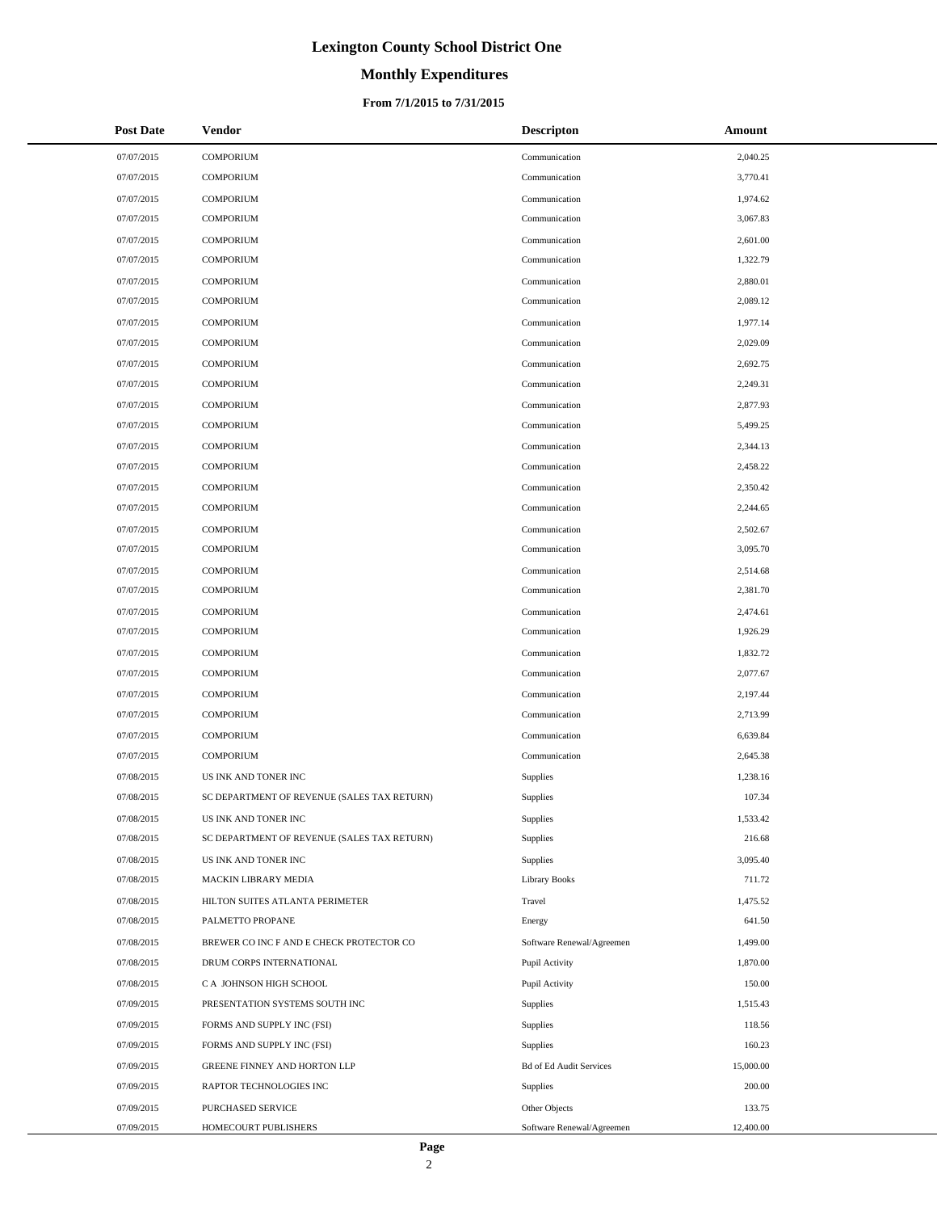# Lexington County School District One

## Monthly Expenditures

### From 7/1/2015 to 7/31/2015

| Post Date | Vendor | Descripton | Amount |
|---|---|---|---|
| 07/07/2015 | COMPORIUM | Communication | 2,040.25 |
| 07/07/2015 | COMPORIUM | Communication | 3,770.41 |
| 07/07/2015 | COMPORIUM | Communication | 1,974.62 |
| 07/07/2015 | COMPORIUM | Communication | 3,067.83 |
| 07/07/2015 | COMPORIUM | Communication | 2,601.00 |
| 07/07/2015 | COMPORIUM | Communication | 1,322.79 |
| 07/07/2015 | COMPORIUM | Communication | 2,880.01 |
| 07/07/2015 | COMPORIUM | Communication | 2,089.12 |
| 07/07/2015 | COMPORIUM | Communication | 1,977.14 |
| 07/07/2015 | COMPORIUM | Communication | 2,029.09 |
| 07/07/2015 | COMPORIUM | Communication | 2,692.75 |
| 07/07/2015 | COMPORIUM | Communication | 2,249.31 |
| 07/07/2015 | COMPORIUM | Communication | 2,877.93 |
| 07/07/2015 | COMPORIUM | Communication | 5,499.25 |
| 07/07/2015 | COMPORIUM | Communication | 2,344.13 |
| 07/07/2015 | COMPORIUM | Communication | 2,458.22 |
| 07/07/2015 | COMPORIUM | Communication | 2,350.42 |
| 07/07/2015 | COMPORIUM | Communication | 2,244.65 |
| 07/07/2015 | COMPORIUM | Communication | 2,502.67 |
| 07/07/2015 | COMPORIUM | Communication | 3,095.70 |
| 07/07/2015 | COMPORIUM | Communication | 2,514.68 |
| 07/07/2015 | COMPORIUM | Communication | 2,381.70 |
| 07/07/2015 | COMPORIUM | Communication | 2,474.61 |
| 07/07/2015 | COMPORIUM | Communication | 1,926.29 |
| 07/07/2015 | COMPORIUM | Communication | 1,832.72 |
| 07/07/2015 | COMPORIUM | Communication | 2,077.67 |
| 07/07/2015 | COMPORIUM | Communication | 2,197.44 |
| 07/07/2015 | COMPORIUM | Communication | 2,713.99 |
| 07/07/2015 | COMPORIUM | Communication | 6,639.84 |
| 07/07/2015 | COMPORIUM | Communication | 2,645.38 |
| 07/08/2015 | US INK AND TONER INC | Supplies | 1,238.16 |
| 07/08/2015 | SC DEPARTMENT OF REVENUE (SALES TAX RETURN) | Supplies | 107.34 |
| 07/08/2015 | US INK AND TONER INC | Supplies | 1,533.42 |
| 07/08/2015 | SC DEPARTMENT OF REVENUE (SALES TAX RETURN) | Supplies | 216.68 |
| 07/08/2015 | US INK AND TONER INC | Supplies | 3,095.40 |
| 07/08/2015 | MACKIN LIBRARY MEDIA | Library Books | 711.72 |
| 07/08/2015 | HILTON SUITES ATLANTA PERIMETER | Travel | 1,475.52 |
| 07/08/2015 | PALMETTO PROPANE | Energy | 641.50 |
| 07/08/2015 | BREWER CO INC F AND E CHECK PROTECTOR CO | Software Renewal/Agreemen | 1,499.00 |
| 07/08/2015 | DRUM CORPS INTERNATIONAL | Pupil Activity | 1,870.00 |
| 07/08/2015 | C A JOHNSON HIGH SCHOOL | Pupil Activity | 150.00 |
| 07/09/2015 | PRESENTATION SYSTEMS SOUTH INC | Supplies | 1,515.43 |
| 07/09/2015 | FORMS AND SUPPLY INC (FSI) | Supplies | 118.56 |
| 07/09/2015 | FORMS AND SUPPLY INC (FSI) | Supplies | 160.23 |
| 07/09/2015 | GREENE FINNEY AND HORTON LLP | Bd of Ed Audit Services | 15,000.00 |
| 07/09/2015 | RAPTOR TECHNOLOGIES INC | Supplies | 200.00 |
| 07/09/2015 | PURCHASED SERVICE | Other Objects | 133.75 |
| 07/09/2015 | HOMECOURT PUBLISHERS | Software Renewal/Agreemen | 12,400.00 |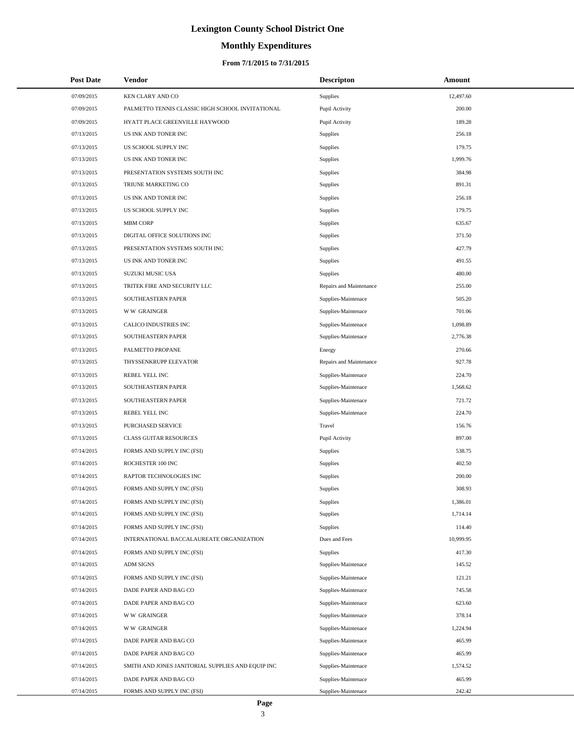# Lexington County School District One

## Monthly Expenditures

### From 7/1/2015 to 7/31/2015

| Post Date | Vendor | Descripton | Amount |
|---|---|---|---|
| 07/09/2015 | KEN CLARY AND CO | Supplies | 12,497.60 |
| 07/09/2015 | PALMETTO TENNIS CLASSIC HIGH SCHOOL INVITATIONAL | Pupil Activity | 200.00 |
| 07/09/2015 | HYATT PLACE GREENVILLE HAYWOOD | Pupil Activity | 189.28 |
| 07/13/2015 | US INK AND TONER INC | Supplies | 256.18 |
| 07/13/2015 | US SCHOOL SUPPLY INC | Supplies | 179.75 |
| 07/13/2015 | US INK AND TONER INC | Supplies | 1,999.76 |
| 07/13/2015 | PRESENTATION SYSTEMS SOUTH INC | Supplies | 384.98 |
| 07/13/2015 | TRIUNE MARKETING CO | Supplies | 891.31 |
| 07/13/2015 | US INK AND TONER INC | Supplies | 256.18 |
| 07/13/2015 | US SCHOOL SUPPLY INC | Supplies | 179.75 |
| 07/13/2015 | MBM CORP | Supplies | 635.67 |
| 07/13/2015 | DIGITAL OFFICE SOLUTIONS INC | Supplies | 371.50 |
| 07/13/2015 | PRESENTATION SYSTEMS SOUTH INC | Supplies | 427.79 |
| 07/13/2015 | US INK AND TONER INC | Supplies | 491.55 |
| 07/13/2015 | SUZUKI MUSIC USA | Supplies | 480.00 |
| 07/13/2015 | TRITEK FIRE AND SECURITY LLC | Repairs and Maintenance | 255.00 |
| 07/13/2015 | SOUTHEASTERN PAPER | Supplies-Maintenace | 505.20 |
| 07/13/2015 | W W GRAINGER | Supplies-Maintenace | 701.06 |
| 07/13/2015 | CALICO INDUSTRIES INC | Supplies-Maintenace | 1,098.89 |
| 07/13/2015 | SOUTHEASTERN PAPER | Supplies-Maintenace | 2,776.38 |
| 07/13/2015 | PALMETTO PROPANE | Energy | 270.66 |
| 07/13/2015 | THYSSENKRUPP ELEVATOR | Repairs and Maintenance | 927.78 |
| 07/13/2015 | REBEL YELL INC | Supplies-Maintenace | 224.70 |
| 07/13/2015 | SOUTHEASTERN PAPER | Supplies-Maintenace | 1,568.62 |
| 07/13/2015 | SOUTHEASTERN PAPER | Supplies-Maintenace | 721.72 |
| 07/13/2015 | REBEL YELL INC | Supplies-Maintenace | 224.70 |
| 07/13/2015 | PURCHASED SERVICE | Travel | 156.76 |
| 07/13/2015 | CLASS GUITAR RESOURCES | Pupil Activity | 897.00 |
| 07/14/2015 | FORMS AND SUPPLY INC (FSI) | Supplies | 538.75 |
| 07/14/2015 | ROCHESTER 100 INC | Supplies | 402.50 |
| 07/14/2015 | RAPTOR TECHNOLOGIES INC | Supplies | 200.00 |
| 07/14/2015 | FORMS AND SUPPLY INC (FSI) | Supplies | 308.93 |
| 07/14/2015 | FORMS AND SUPPLY INC (FSI) | Supplies | 1,386.01 |
| 07/14/2015 | FORMS AND SUPPLY INC (FSI) | Supplies | 1,714.14 |
| 07/14/2015 | FORMS AND SUPPLY INC (FSI) | Supplies | 114.40 |
| 07/14/2015 | INTERNATIONAL BACCALAUREATE ORGANIZATION | Dues and Fees | 10,999.95 |
| 07/14/2015 | FORMS AND SUPPLY INC (FSI) | Supplies | 417.30 |
| 07/14/2015 | ADM SIGNS | Supplies-Maintenace | 145.52 |
| 07/14/2015 | FORMS AND SUPPLY INC (FSI) | Supplies-Maintenace | 121.21 |
| 07/14/2015 | DADE PAPER AND BAG CO | Supplies-Maintenace | 745.58 |
| 07/14/2015 | DADE PAPER AND BAG CO | Supplies-Maintenace | 623.60 |
| 07/14/2015 | W W GRAINGER | Supplies-Maintenace | 378.14 |
| 07/14/2015 | W W GRAINGER | Supplies-Maintenace | 1,224.94 |
| 07/14/2015 | DADE PAPER AND BAG CO | Supplies-Maintenace | 465.99 |
| 07/14/2015 | DADE PAPER AND BAG CO | Supplies-Maintenace | 465.99 |
| 07/14/2015 | SMITH AND JONES JANITORIAL SUPPLIES AND EQUIP INC | Supplies-Maintenace | 1,574.52 |
| 07/14/2015 | DADE PAPER AND BAG CO | Supplies-Maintenace | 465.99 |
| 07/14/2015 | FORMS AND SUPPLY INC (FSI) | Supplies-Maintenace | 242.42 |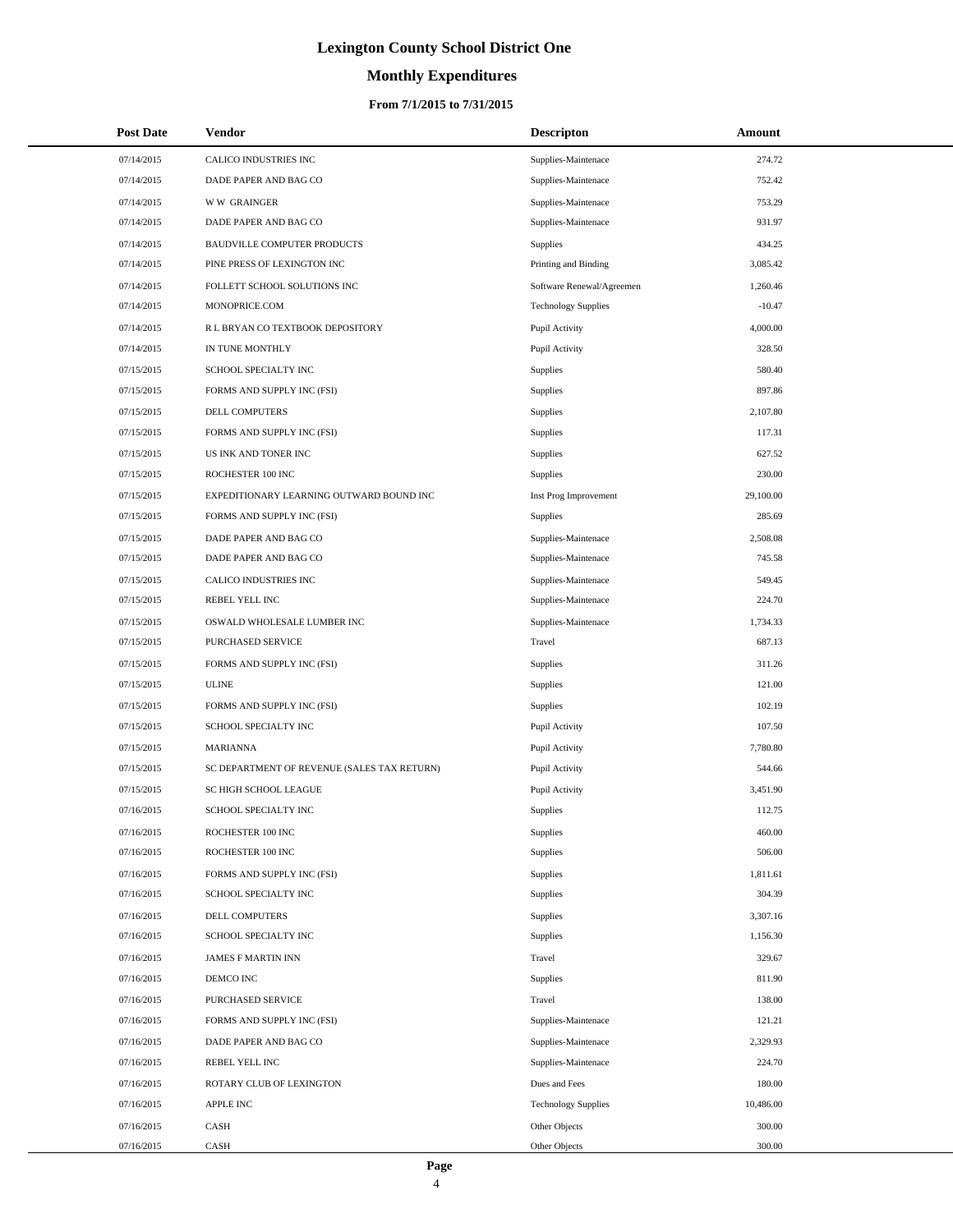# Lexington County School District One

## Monthly Expenditures

### From 7/1/2015 to 7/31/2015

| Post Date | Vendor | Descripton | Amount |
|---|---|---|---|
| 07/14/2015 | CALICO INDUSTRIES INC | Supplies-Maintenace | 274.72 |
| 07/14/2015 | DADE PAPER AND BAG CO | Supplies-Maintenace | 752.42 |
| 07/14/2015 | W W GRAINGER | Supplies-Maintenace | 753.29 |
| 07/14/2015 | DADE PAPER AND BAG CO | Supplies-Maintenace | 931.97 |
| 07/14/2015 | BAUDVILLE COMPUTER PRODUCTS | Supplies | 434.25 |
| 07/14/2015 | PINE PRESS OF LEXINGTON INC | Printing and Binding | 3,085.42 |
| 07/14/2015 | FOLLETT SCHOOL SOLUTIONS INC | Software Renewal/Agreemen | 1,260.46 |
| 07/14/2015 | MONOPRICE.COM | Technology Supplies | -10.47 |
| 07/14/2015 | R L BRYAN CO TEXTBOOK DEPOSITORY | Pupil Activity | 4,000.00 |
| 07/14/2015 | IN TUNE MONTHLY | Pupil Activity | 328.50 |
| 07/15/2015 | SCHOOL SPECIALTY INC | Supplies | 580.40 |
| 07/15/2015 | FORMS AND SUPPLY INC (FSI) | Supplies | 897.86 |
| 07/15/2015 | DELL COMPUTERS | Supplies | 2,107.80 |
| 07/15/2015 | FORMS AND SUPPLY INC (FSI) | Supplies | 117.31 |
| 07/15/2015 | US INK AND TONER INC | Supplies | 627.52 |
| 07/15/2015 | ROCHESTER 100 INC | Supplies | 230.00 |
| 07/15/2015 | EXPEDITIONARY LEARNING OUTWARD BOUND INC | Inst Prog Improvement | 29,100.00 |
| 07/15/2015 | FORMS AND SUPPLY INC (FSI) | Supplies | 285.69 |
| 07/15/2015 | DADE PAPER AND BAG CO | Supplies-Maintenace | 2,508.08 |
| 07/15/2015 | DADE PAPER AND BAG CO | Supplies-Maintenace | 745.58 |
| 07/15/2015 | CALICO INDUSTRIES INC | Supplies-Maintenace | 549.45 |
| 07/15/2015 | REBEL YELL INC | Supplies-Maintenace | 224.70 |
| 07/15/2015 | OSWALD WHOLESALE LUMBER INC | Supplies-Maintenace | 1,734.33 |
| 07/15/2015 | PURCHASED SERVICE | Travel | 687.13 |
| 07/15/2015 | FORMS AND SUPPLY INC (FSI) | Supplies | 311.26 |
| 07/15/2015 | ULINE | Supplies | 121.00 |
| 07/15/2015 | FORMS AND SUPPLY INC (FSI) | Supplies | 102.19 |
| 07/15/2015 | SCHOOL SPECIALTY INC | Pupil Activity | 107.50 |
| 07/15/2015 | MARIANNA | Pupil Activity | 7,780.80 |
| 07/15/2015 | SC DEPARTMENT OF REVENUE (SALES TAX RETURN) | Pupil Activity | 544.66 |
| 07/15/2015 | SC HIGH SCHOOL LEAGUE | Pupil Activity | 3,451.90 |
| 07/16/2015 | SCHOOL SPECIALTY INC | Supplies | 112.75 |
| 07/16/2015 | ROCHESTER 100 INC | Supplies | 460.00 |
| 07/16/2015 | ROCHESTER 100 INC | Supplies | 506.00 |
| 07/16/2015 | FORMS AND SUPPLY INC (FSI) | Supplies | 1,811.61 |
| 07/16/2015 | SCHOOL SPECIALTY INC | Supplies | 304.39 |
| 07/16/2015 | DELL COMPUTERS | Supplies | 3,307.16 |
| 07/16/2015 | SCHOOL SPECIALTY INC | Supplies | 1,156.30 |
| 07/16/2015 | JAMES F MARTIN INN | Travel | 329.67 |
| 07/16/2015 | DEMCO INC | Supplies | 811.90 |
| 07/16/2015 | PURCHASED SERVICE | Travel | 138.00 |
| 07/16/2015 | FORMS AND SUPPLY INC (FSI) | Supplies-Maintenace | 121.21 |
| 07/16/2015 | DADE PAPER AND BAG CO | Supplies-Maintenace | 2,329.93 |
| 07/16/2015 | REBEL YELL INC | Supplies-Maintenace | 224.70 |
| 07/16/2015 | ROTARY CLUB OF LEXINGTON | Dues and Fees | 180.00 |
| 07/16/2015 | APPLE INC | Technology Supplies | 10,486.00 |
| 07/16/2015 | CASH | Other Objects | 300.00 |
| 07/16/2015 | CASH | Other Objects | 300.00 |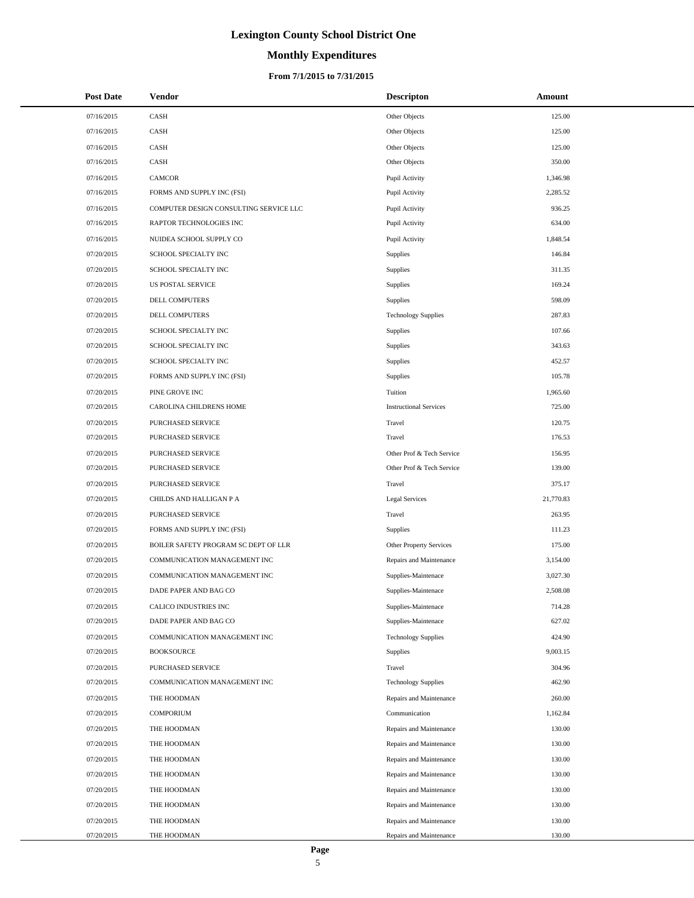# Lexington County School District One

## Monthly Expenditures

### From 7/1/2015 to 7/31/2015

| Post Date | Vendor | Descripton | Amount |
|---|---|---|---|
| 07/16/2015 | CASH | Other Objects | 125.00 |
| 07/16/2015 | CASH | Other Objects | 125.00 |
| 07/16/2015 | CASH | Other Objects | 125.00 |
| 07/16/2015 | CASH | Other Objects | 350.00 |
| 07/16/2015 | CAMCOR | Pupil Activity | 1,346.98 |
| 07/16/2015 | FORMS AND SUPPLY INC (FSI) | Pupil Activity | 2,285.52 |
| 07/16/2015 | COMPUTER DESIGN CONSULTING SERVICE LLC | Pupil Activity | 936.25 |
| 07/16/2015 | RAPTOR TECHNOLOGIES INC | Pupil Activity | 634.00 |
| 07/16/2015 | NUIDEA SCHOOL SUPPLY CO | Pupil Activity | 1,848.54 |
| 07/20/2015 | SCHOOL SPECIALTY INC | Supplies | 146.84 |
| 07/20/2015 | SCHOOL SPECIALTY INC | Supplies | 311.35 |
| 07/20/2015 | US POSTAL SERVICE | Supplies | 169.24 |
| 07/20/2015 | DELL COMPUTERS | Supplies | 598.09 |
| 07/20/2015 | DELL COMPUTERS | Technology Supplies | 287.83 |
| 07/20/2015 | SCHOOL SPECIALTY INC | Supplies | 107.66 |
| 07/20/2015 | SCHOOL SPECIALTY INC | Supplies | 343.63 |
| 07/20/2015 | SCHOOL SPECIALTY INC | Supplies | 452.57 |
| 07/20/2015 | FORMS AND SUPPLY INC (FSI) | Supplies | 105.78 |
| 07/20/2015 | PINE GROVE INC | Tuition | 1,965.60 |
| 07/20/2015 | CAROLINA CHILDRENS HOME | Instructional Services | 725.00 |
| 07/20/2015 | PURCHASED SERVICE | Travel | 120.75 |
| 07/20/2015 | PURCHASED SERVICE | Travel | 176.53 |
| 07/20/2015 | PURCHASED SERVICE | Other Prof & Tech Service | 156.95 |
| 07/20/2015 | PURCHASED SERVICE | Other Prof & Tech Service | 139.00 |
| 07/20/2015 | PURCHASED SERVICE | Travel | 375.17 |
| 07/20/2015 | CHILDS AND HALLIGAN P A | Legal Services | 21,770.83 |
| 07/20/2015 | PURCHASED SERVICE | Travel | 263.95 |
| 07/20/2015 | FORMS AND SUPPLY INC (FSI) | Supplies | 111.23 |
| 07/20/2015 | BOILER SAFETY PROGRAM SC DEPT OF LLR | Other Property Services | 175.00 |
| 07/20/2015 | COMMUNICATION MANAGEMENT INC | Repairs and Maintenance | 3,154.00 |
| 07/20/2015 | COMMUNICATION MANAGEMENT INC | Supplies-Maintenace | 3,027.30 |
| 07/20/2015 | DADE PAPER AND BAG CO | Supplies-Maintenace | 2,508.08 |
| 07/20/2015 | CALICO INDUSTRIES INC | Supplies-Maintenace | 714.28 |
| 07/20/2015 | DADE PAPER AND BAG CO | Supplies-Maintenace | 627.02 |
| 07/20/2015 | COMMUNICATION MANAGEMENT INC | Technology Supplies | 424.90 |
| 07/20/2015 | BOOKSOURCE | Supplies | 9,003.15 |
| 07/20/2015 | PURCHASED SERVICE | Travel | 304.96 |
| 07/20/2015 | COMMUNICATION MANAGEMENT INC | Technology Supplies | 462.90 |
| 07/20/2015 | THE HOODMAN | Repairs and Maintenance | 260.00 |
| 07/20/2015 | COMPORIUM | Communication | 1,162.84 |
| 07/20/2015 | THE HOODMAN | Repairs and Maintenance | 130.00 |
| 07/20/2015 | THE HOODMAN | Repairs and Maintenance | 130.00 |
| 07/20/2015 | THE HOODMAN | Repairs and Maintenance | 130.00 |
| 07/20/2015 | THE HOODMAN | Repairs and Maintenance | 130.00 |
| 07/20/2015 | THE HOODMAN | Repairs and Maintenance | 130.00 |
| 07/20/2015 | THE HOODMAN | Repairs and Maintenance | 130.00 |
| 07/20/2015 | THE HOODMAN | Repairs and Maintenance | 130.00 |
| 07/20/2015 | THE HOODMAN | Repairs and Maintenance | 130.00 |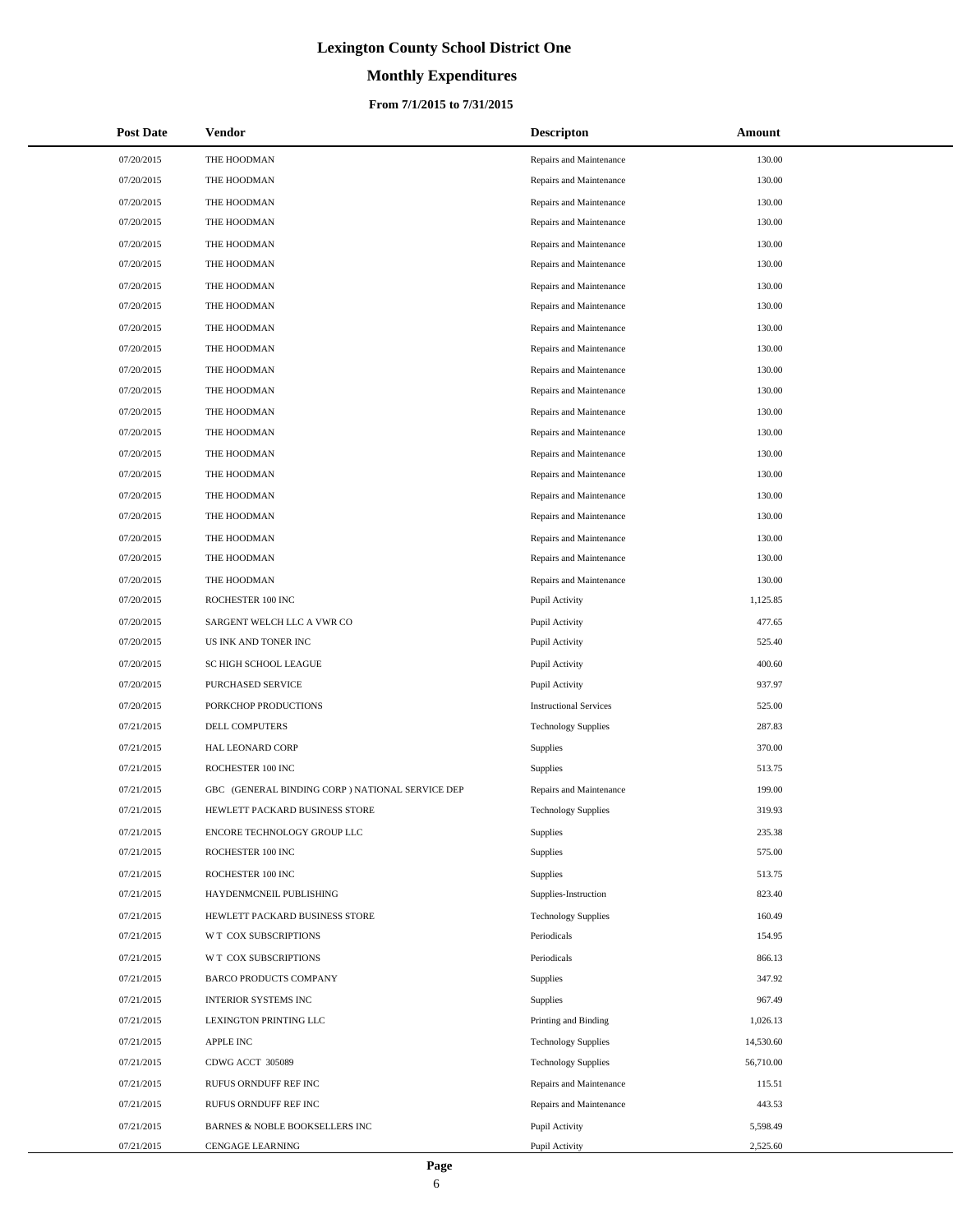# Lexington County School District One

## Monthly Expenditures

### From 7/1/2015 to 7/31/2015

| Post Date | Vendor | Descripton | Amount |
|---|---|---|---|
| 07/20/2015 | THE HOODMAN | Repairs and Maintenance | 130.00 |
| 07/20/2015 | THE HOODMAN | Repairs and Maintenance | 130.00 |
| 07/20/2015 | THE HOODMAN | Repairs and Maintenance | 130.00 |
| 07/20/2015 | THE HOODMAN | Repairs and Maintenance | 130.00 |
| 07/20/2015 | THE HOODMAN | Repairs and Maintenance | 130.00 |
| 07/20/2015 | THE HOODMAN | Repairs and Maintenance | 130.00 |
| 07/20/2015 | THE HOODMAN | Repairs and Maintenance | 130.00 |
| 07/20/2015 | THE HOODMAN | Repairs and Maintenance | 130.00 |
| 07/20/2015 | THE HOODMAN | Repairs and Maintenance | 130.00 |
| 07/20/2015 | THE HOODMAN | Repairs and Maintenance | 130.00 |
| 07/20/2015 | THE HOODMAN | Repairs and Maintenance | 130.00 |
| 07/20/2015 | THE HOODMAN | Repairs and Maintenance | 130.00 |
| 07/20/2015 | THE HOODMAN | Repairs and Maintenance | 130.00 |
| 07/20/2015 | THE HOODMAN | Repairs and Maintenance | 130.00 |
| 07/20/2015 | THE HOODMAN | Repairs and Maintenance | 130.00 |
| 07/20/2015 | THE HOODMAN | Repairs and Maintenance | 130.00 |
| 07/20/2015 | THE HOODMAN | Repairs and Maintenance | 130.00 |
| 07/20/2015 | THE HOODMAN | Repairs and Maintenance | 130.00 |
| 07/20/2015 | THE HOODMAN | Repairs and Maintenance | 130.00 |
| 07/20/2015 | THE HOODMAN | Repairs and Maintenance | 130.00 |
| 07/20/2015 | THE HOODMAN | Repairs and Maintenance | 130.00 |
| 07/20/2015 | ROCHESTER 100 INC | Pupil Activity | 1,125.85 |
| 07/20/2015 | SARGENT WELCH LLC A VWR CO | Pupil Activity | 477.65 |
| 07/20/2015 | US INK AND TONER INC | Pupil Activity | 525.40 |
| 07/20/2015 | SC HIGH SCHOOL LEAGUE | Pupil Activity | 400.60 |
| 07/20/2015 | PURCHASED SERVICE | Pupil Activity | 937.97 |
| 07/20/2015 | PORKCHOP PRODUCTIONS | Instructional Services | 525.00 |
| 07/21/2015 | DELL COMPUTERS | Technology Supplies | 287.83 |
| 07/21/2015 | HAL LEONARD CORP | Supplies | 370.00 |
| 07/21/2015 | ROCHESTER 100 INC | Supplies | 513.75 |
| 07/21/2015 | GBC (GENERAL BINDING CORP ) NATIONAL SERVICE DEP | Repairs and Maintenance | 199.00 |
| 07/21/2015 | HEWLETT PACKARD BUSINESS STORE | Technology Supplies | 319.93 |
| 07/21/2015 | ENCORE TECHNOLOGY GROUP LLC | Supplies | 235.38 |
| 07/21/2015 | ROCHESTER 100 INC | Supplies | 575.00 |
| 07/21/2015 | ROCHESTER 100 INC | Supplies | 513.75 |
| 07/21/2015 | HAYDENMCNEIL PUBLISHING | Supplies-Instruction | 823.40 |
| 07/21/2015 | HEWLETT PACKARD BUSINESS STORE | Technology Supplies | 160.49 |
| 07/21/2015 | W T COX SUBSCRIPTIONS | Periodicals | 154.95 |
| 07/21/2015 | W T COX SUBSCRIPTIONS | Periodicals | 866.13 |
| 07/21/2015 | BARCO PRODUCTS COMPANY | Supplies | 347.92 |
| 07/21/2015 | INTERIOR SYSTEMS INC | Supplies | 967.49 |
| 07/21/2015 | LEXINGTON PRINTING LLC | Printing and Binding | 1,026.13 |
| 07/21/2015 | APPLE INC | Technology Supplies | 14,530.60 |
| 07/21/2015 | CDWG ACCT 305089 | Technology Supplies | 56,710.00 |
| 07/21/2015 | RUFUS ORNDUFF REF INC | Repairs and Maintenance | 115.51 |
| 07/21/2015 | RUFUS ORNDUFF REF INC | Repairs and Maintenance | 443.53 |
| 07/21/2015 | BARNES & NOBLE BOOKSELLERS INC | Pupil Activity | 5,598.49 |
| 07/21/2015 | CENGAGE LEARNING | Pupil Activity | 2,525.60 |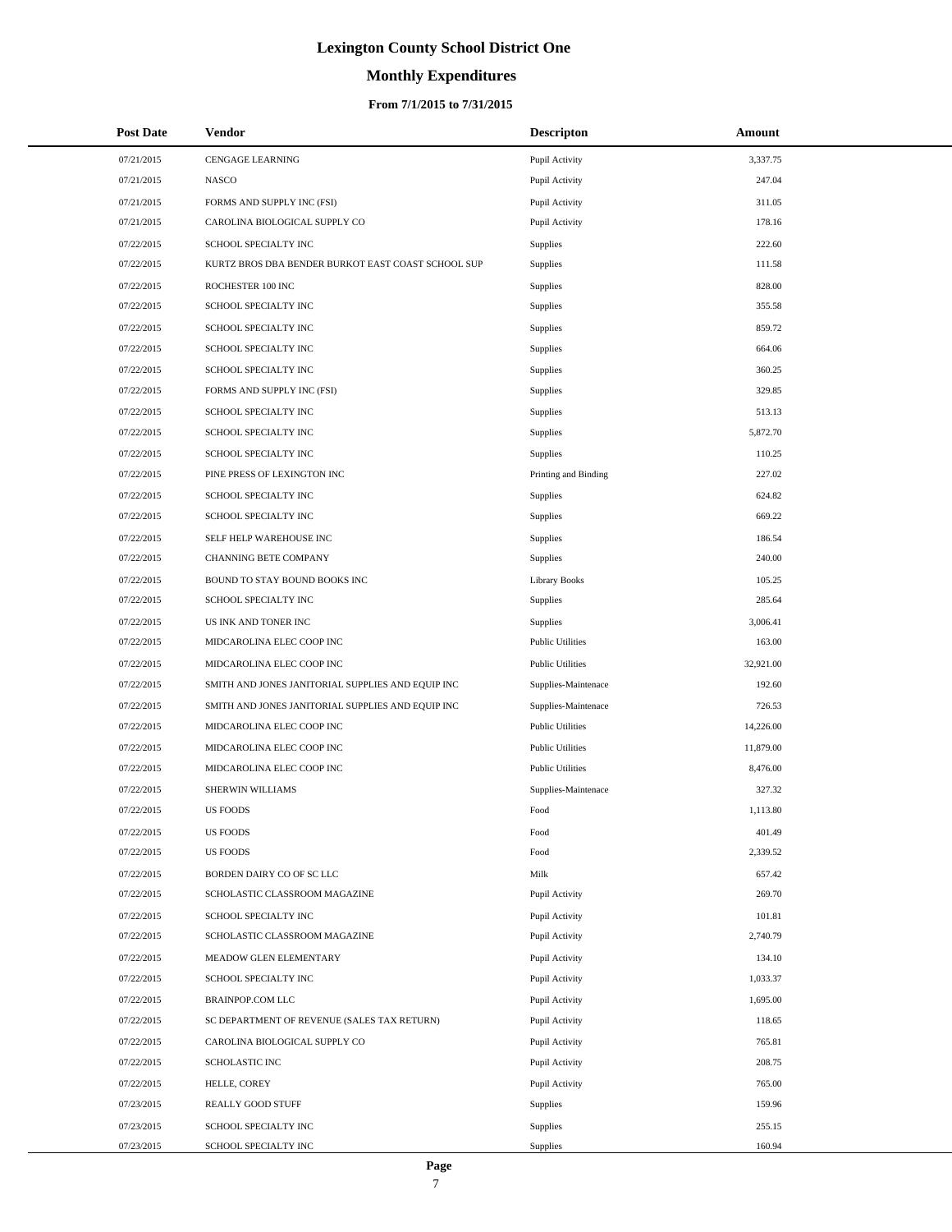# Lexington County School District One

## Monthly Expenditures

### From 7/1/2015 to 7/31/2015

| Post Date | Vendor | Descripton | Amount |
|---|---|---|---|
| 07/21/2015 | CENGAGE LEARNING | Pupil Activity | 3,337.75 |
| 07/21/2015 | NASCO | Pupil Activity | 247.04 |
| 07/21/2015 | FORMS AND SUPPLY INC (FSI) | Pupil Activity | 311.05 |
| 07/21/2015 | CAROLINA BIOLOGICAL SUPPLY CO | Pupil Activity | 178.16 |
| 07/22/2015 | SCHOOL SPECIALTY INC | Supplies | 222.60 |
| 07/22/2015 | KURTZ BROS DBA BENDER BURKOT EAST COAST SCHOOL SUP | Supplies | 111.58 |
| 07/22/2015 | ROCHESTER 100 INC | Supplies | 828.00 |
| 07/22/2015 | SCHOOL SPECIALTY INC | Supplies | 355.58 |
| 07/22/2015 | SCHOOL SPECIALTY INC | Supplies | 859.72 |
| 07/22/2015 | SCHOOL SPECIALTY INC | Supplies | 664.06 |
| 07/22/2015 | SCHOOL SPECIALTY INC | Supplies | 360.25 |
| 07/22/2015 | FORMS AND SUPPLY INC (FSI) | Supplies | 329.85 |
| 07/22/2015 | SCHOOL SPECIALTY INC | Supplies | 513.13 |
| 07/22/2015 | SCHOOL SPECIALTY INC | Supplies | 5,872.70 |
| 07/22/2015 | SCHOOL SPECIALTY INC | Supplies | 110.25 |
| 07/22/2015 | PINE PRESS OF LEXINGTON INC | Printing and Binding | 227.02 |
| 07/22/2015 | SCHOOL SPECIALTY INC | Supplies | 624.82 |
| 07/22/2015 | SCHOOL SPECIALTY INC | Supplies | 669.22 |
| 07/22/2015 | SELF HELP WAREHOUSE INC | Supplies | 186.54 |
| 07/22/2015 | CHANNING BETE COMPANY | Supplies | 240.00 |
| 07/22/2015 | BOUND TO STAY BOUND BOOKS INC | Library Books | 105.25 |
| 07/22/2015 | SCHOOL SPECIALTY INC | Supplies | 285.64 |
| 07/22/2015 | US INK AND TONER INC | Supplies | 3,006.41 |
| 07/22/2015 | MIDCAROLINA ELEC COOP INC | Public Utilities | 163.00 |
| 07/22/2015 | MIDCAROLINA ELEC COOP INC | Public Utilities | 32,921.00 |
| 07/22/2015 | SMITH AND JONES JANITORIAL SUPPLIES AND EQUIP INC | Supplies-Maintenace | 192.60 |
| 07/22/2015 | SMITH AND JONES JANITORIAL SUPPLIES AND EQUIP INC | Supplies-Maintenace | 726.53 |
| 07/22/2015 | MIDCAROLINA ELEC COOP INC | Public Utilities | 14,226.00 |
| 07/22/2015 | MIDCAROLINA ELEC COOP INC | Public Utilities | 11,879.00 |
| 07/22/2015 | MIDCAROLINA ELEC COOP INC | Public Utilities | 8,476.00 |
| 07/22/2015 | SHERWIN WILLIAMS | Supplies-Maintenace | 327.32 |
| 07/22/2015 | US FOODS | Food | 1,113.80 |
| 07/22/2015 | US FOODS | Food | 401.49 |
| 07/22/2015 | US FOODS | Food | 2,339.52 |
| 07/22/2015 | BORDEN DAIRY CO OF SC LLC | Milk | 657.42 |
| 07/22/2015 | SCHOLASTIC CLASSROOM MAGAZINE | Pupil Activity | 269.70 |
| 07/22/2015 | SCHOOL SPECIALTY INC | Pupil Activity | 101.81 |
| 07/22/2015 | SCHOLASTIC CLASSROOM MAGAZINE | Pupil Activity | 2,740.79 |
| 07/22/2015 | MEADOW GLEN ELEMENTARY | Pupil Activity | 134.10 |
| 07/22/2015 | SCHOOL SPECIALTY INC | Pupil Activity | 1,033.37 |
| 07/22/2015 | BRAINPOP.COM LLC | Pupil Activity | 1,695.00 |
| 07/22/2015 | SC DEPARTMENT OF REVENUE (SALES TAX RETURN) | Pupil Activity | 118.65 |
| 07/22/2015 | CAROLINA BIOLOGICAL SUPPLY CO | Pupil Activity | 765.81 |
| 07/22/2015 | SCHOLASTIC INC | Pupil Activity | 208.75 |
| 07/22/2015 | HELLE, COREY | Pupil Activity | 765.00 |
| 07/23/2015 | REALLY GOOD STUFF | Supplies | 159.96 |
| 07/23/2015 | SCHOOL SPECIALTY INC | Supplies | 255.15 |
| 07/23/2015 | SCHOOL SPECIALTY INC | Supplies | 160.94 |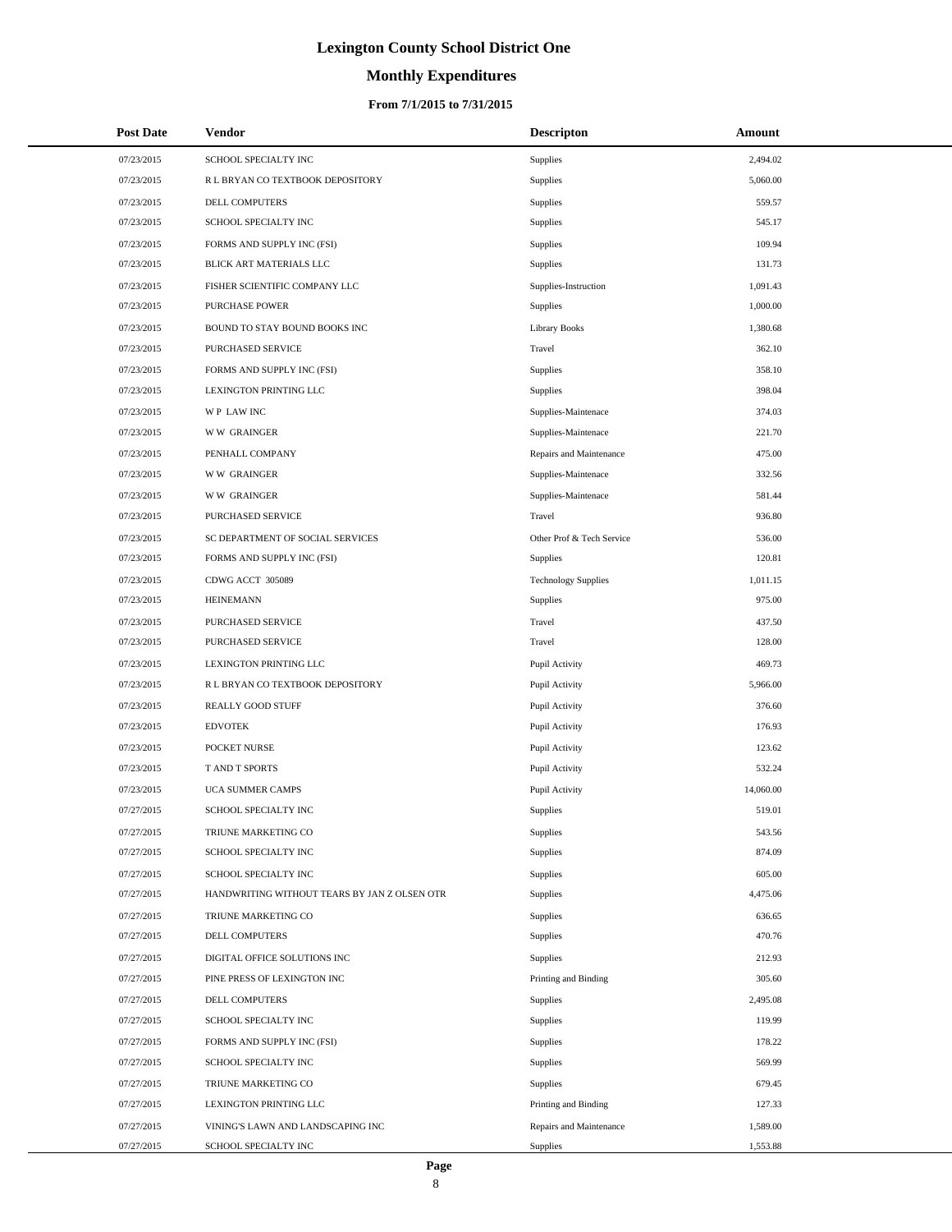# Lexington County School District One

## Monthly Expenditures

### From 7/1/2015 to 7/31/2015

| Post Date | Vendor | Descripton | Amount |
|---|---|---|---|
| 07/23/2015 | SCHOOL SPECIALTY INC | Supplies | 2,494.02 |
| 07/23/2015 | R L BRYAN CO TEXTBOOK DEPOSITORY | Supplies | 5,060.00 |
| 07/23/2015 | DELL COMPUTERS | Supplies | 559.57 |
| 07/23/2015 | SCHOOL SPECIALTY INC | Supplies | 545.17 |
| 07/23/2015 | FORMS AND SUPPLY INC (FSI) | Supplies | 109.94 |
| 07/23/2015 | BLICK ART MATERIALS LLC | Supplies | 131.73 |
| 07/23/2015 | FISHER SCIENTIFIC COMPANY LLC | Supplies-Instruction | 1,091.43 |
| 07/23/2015 | PURCHASE POWER | Supplies | 1,000.00 |
| 07/23/2015 | BOUND TO STAY BOUND BOOKS INC | Library Books | 1,380.68 |
| 07/23/2015 | PURCHASED SERVICE | Travel | 362.10 |
| 07/23/2015 | FORMS AND SUPPLY INC (FSI) | Supplies | 358.10 |
| 07/23/2015 | LEXINGTON PRINTING LLC | Supplies | 398.04 |
| 07/23/2015 | W P LAW INC | Supplies-Maintenace | 374.03 |
| 07/23/2015 | W W GRAINGER | Supplies-Maintenace | 221.70 |
| 07/23/2015 | PENHALL COMPANY | Repairs and Maintenance | 475.00 |
| 07/23/2015 | W W GRAINGER | Supplies-Maintenace | 332.56 |
| 07/23/2015 | W W GRAINGER | Supplies-Maintenace | 581.44 |
| 07/23/2015 | PURCHASED SERVICE | Travel | 936.80 |
| 07/23/2015 | SC DEPARTMENT OF SOCIAL SERVICES | Other Prof & Tech Service | 536.00 |
| 07/23/2015 | FORMS AND SUPPLY INC (FSI) | Supplies | 120.81 |
| 07/23/2015 | CDWG ACCT 305089 | Technology Supplies | 1,011.15 |
| 07/23/2015 | HEINEMANN | Supplies | 975.00 |
| 07/23/2015 | PURCHASED SERVICE | Travel | 437.50 |
| 07/23/2015 | PURCHASED SERVICE | Travel | 128.00 |
| 07/23/2015 | LEXINGTON PRINTING LLC | Pupil Activity | 469.73 |
| 07/23/2015 | R L BRYAN CO TEXTBOOK DEPOSITORY | Pupil Activity | 5,966.00 |
| 07/23/2015 | REALLY GOOD STUFF | Pupil Activity | 376.60 |
| 07/23/2015 | EDVOTEK | Pupil Activity | 176.93 |
| 07/23/2015 | POCKET NURSE | Pupil Activity | 123.62 |
| 07/23/2015 | T AND T SPORTS | Pupil Activity | 532.24 |
| 07/23/2015 | UCA SUMMER CAMPS | Pupil Activity | 14,060.00 |
| 07/27/2015 | SCHOOL SPECIALTY INC | Supplies | 519.01 |
| 07/27/2015 | TRIUNE MARKETING CO | Supplies | 543.56 |
| 07/27/2015 | SCHOOL SPECIALTY INC | Supplies | 874.09 |
| 07/27/2015 | SCHOOL SPECIALTY INC | Supplies | 605.00 |
| 07/27/2015 | HANDWRITING WITHOUT TEARS BY JAN Z OLSEN OTR | Supplies | 4,475.06 |
| 07/27/2015 | TRIUNE MARKETING CO | Supplies | 636.65 |
| 07/27/2015 | DELL COMPUTERS | Supplies | 470.76 |
| 07/27/2015 | DIGITAL OFFICE SOLUTIONS INC | Supplies | 212.93 |
| 07/27/2015 | PINE PRESS OF LEXINGTON INC | Printing and Binding | 305.60 |
| 07/27/2015 | DELL COMPUTERS | Supplies | 2,495.08 |
| 07/27/2015 | SCHOOL SPECIALTY INC | Supplies | 119.99 |
| 07/27/2015 | FORMS AND SUPPLY INC (FSI) | Supplies | 178.22 |
| 07/27/2015 | SCHOOL SPECIALTY INC | Supplies | 569.99 |
| 07/27/2015 | TRIUNE MARKETING CO | Supplies | 679.45 |
| 07/27/2015 | LEXINGTON PRINTING LLC | Printing and Binding | 127.33 |
| 07/27/2015 | VINING'S LAWN AND LANDSCAPING INC | Repairs and Maintenance | 1,589.00 |
| 07/27/2015 | SCHOOL SPECIALTY INC | Supplies | 1,553.88 |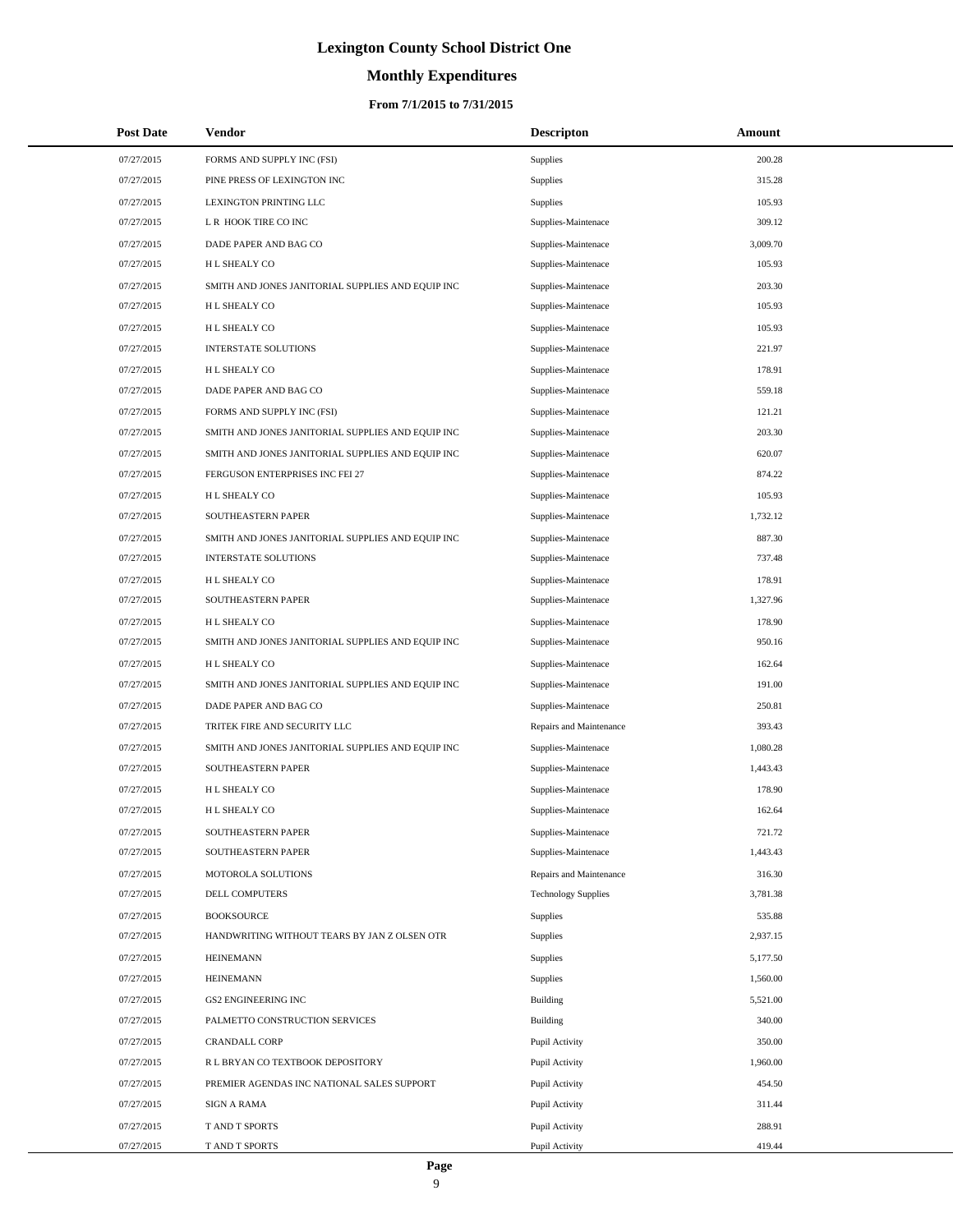# Lexington County School District One

## Monthly Expenditures

### From 7/1/2015 to 7/31/2015

| Post Date | Vendor | Descripton | Amount |
|---|---|---|---|
| 07/27/2015 | FORMS AND SUPPLY INC (FSI) | Supplies | 200.28 |
| 07/27/2015 | PINE PRESS OF LEXINGTON INC | Supplies | 315.28 |
| 07/27/2015 | LEXINGTON PRINTING LLC | Supplies | 105.93 |
| 07/27/2015 | L R HOOK TIRE CO INC | Supplies-Maintenace | 309.12 |
| 07/27/2015 | DADE PAPER AND BAG CO | Supplies-Maintenace | 3,009.70 |
| 07/27/2015 | H L SHEALY CO | Supplies-Maintenace | 105.93 |
| 07/27/2015 | SMITH AND JONES JANITORIAL SUPPLIES AND EQUIP INC | Supplies-Maintenace | 203.30 |
| 07/27/2015 | H L SHEALY CO | Supplies-Maintenace | 105.93 |
| 07/27/2015 | H L SHEALY CO | Supplies-Maintenace | 105.93 |
| 07/27/2015 | INTERSTATE SOLUTIONS | Supplies-Maintenace | 221.97 |
| 07/27/2015 | H L SHEALY CO | Supplies-Maintenace | 178.91 |
| 07/27/2015 | DADE PAPER AND BAG CO | Supplies-Maintenace | 559.18 |
| 07/27/2015 | FORMS AND SUPPLY INC (FSI) | Supplies-Maintenace | 121.21 |
| 07/27/2015 | SMITH AND JONES JANITORIAL SUPPLIES AND EQUIP INC | Supplies-Maintenace | 203.30 |
| 07/27/2015 | SMITH AND JONES JANITORIAL SUPPLIES AND EQUIP INC | Supplies-Maintenace | 620.07 |
| 07/27/2015 | FERGUSON ENTERPRISES INC FEI 27 | Supplies-Maintenace | 874.22 |
| 07/27/2015 | H L SHEALY CO | Supplies-Maintenace | 105.93 |
| 07/27/2015 | SOUTHEASTERN PAPER | Supplies-Maintenace | 1,732.12 |
| 07/27/2015 | SMITH AND JONES JANITORIAL SUPPLIES AND EQUIP INC | Supplies-Maintenace | 887.30 |
| 07/27/2015 | INTERSTATE SOLUTIONS | Supplies-Maintenace | 737.48 |
| 07/27/2015 | H L SHEALY CO | Supplies-Maintenace | 178.91 |
| 07/27/2015 | SOUTHEASTERN PAPER | Supplies-Maintenace | 1,327.96 |
| 07/27/2015 | H L SHEALY CO | Supplies-Maintenace | 178.90 |
| 07/27/2015 | SMITH AND JONES JANITORIAL SUPPLIES AND EQUIP INC | Supplies-Maintenace | 950.16 |
| 07/27/2015 | H L SHEALY CO | Supplies-Maintenace | 162.64 |
| 07/27/2015 | SMITH AND JONES JANITORIAL SUPPLIES AND EQUIP INC | Supplies-Maintenace | 191.00 |
| 07/27/2015 | DADE PAPER AND BAG CO | Supplies-Maintenace | 250.81 |
| 07/27/2015 | TRITEK FIRE AND SECURITY LLC | Repairs and Maintenance | 393.43 |
| 07/27/2015 | SMITH AND JONES JANITORIAL SUPPLIES AND EQUIP INC | Supplies-Maintenace | 1,080.28 |
| 07/27/2015 | SOUTHEASTERN PAPER | Supplies-Maintenace | 1,443.43 |
| 07/27/2015 | H L SHEALY CO | Supplies-Maintenace | 178.90 |
| 07/27/2015 | H L SHEALY CO | Supplies-Maintenace | 162.64 |
| 07/27/2015 | SOUTHEASTERN PAPER | Supplies-Maintenace | 721.72 |
| 07/27/2015 | SOUTHEASTERN PAPER | Supplies-Maintenace | 1,443.43 |
| 07/27/2015 | MOTOROLA SOLUTIONS | Repairs and Maintenance | 316.30 |
| 07/27/2015 | DELL COMPUTERS | Technology Supplies | 3,781.38 |
| 07/27/2015 | BOOKSOURCE | Supplies | 535.88 |
| 07/27/2015 | HANDWRITING WITHOUT TEARS BY JAN Z OLSEN OTR | Supplies | 2,937.15 |
| 07/27/2015 | HEINEMANN | Supplies | 5,177.50 |
| 07/27/2015 | HEINEMANN | Supplies | 1,560.00 |
| 07/27/2015 | GS2 ENGINEERING INC | Building | 5,521.00 |
| 07/27/2015 | PALMETTO CONSTRUCTION SERVICES | Building | 340.00 |
| 07/27/2015 | CRANDALL CORP | Pupil Activity | 350.00 |
| 07/27/2015 | R L BRYAN CO TEXTBOOK DEPOSITORY | Pupil Activity | 1,960.00 |
| 07/27/2015 | PREMIER AGENDAS INC NATIONAL SALES SUPPORT | Pupil Activity | 454.50 |
| 07/27/2015 | SIGN A RAMA | Pupil Activity | 311.44 |
| 07/27/2015 | T AND T SPORTS | Pupil Activity | 288.91 |
| 07/27/2015 | T AND T SPORTS | Pupil Activity | 419.44 |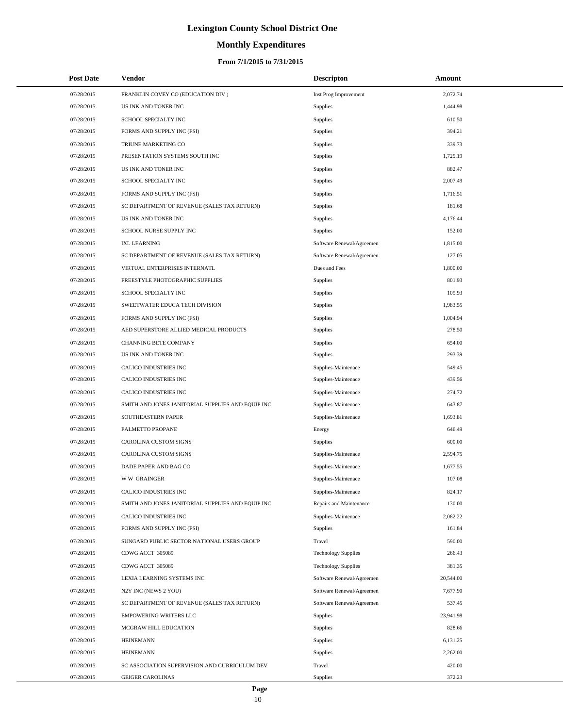# Lexington County School District One

## Monthly Expenditures

### From 7/1/2015 to 7/31/2015

| Post Date | Vendor | Descripton | Amount |
|---|---|---|---|
| 07/28/2015 | FRANKLIN COVEY CO (EDUCATION DIV ) | Inst Prog Improvement | 2,072.74 |
| 07/28/2015 | US INK AND TONER INC | Supplies | 1,444.98 |
| 07/28/2015 | SCHOOL SPECIALTY INC | Supplies | 610.50 |
| 07/28/2015 | FORMS AND SUPPLY INC (FSI) | Supplies | 394.21 |
| 07/28/2015 | TRIUNE MARKETING CO | Supplies | 339.73 |
| 07/28/2015 | PRESENTATION SYSTEMS SOUTH INC | Supplies | 1,725.19 |
| 07/28/2015 | US INK AND TONER INC | Supplies | 882.47 |
| 07/28/2015 | SCHOOL SPECIALTY INC | Supplies | 2,007.49 |
| 07/28/2015 | FORMS AND SUPPLY INC (FSI) | Supplies | 1,716.51 |
| 07/28/2015 | SC DEPARTMENT OF REVENUE (SALES TAX RETURN) | Supplies | 181.68 |
| 07/28/2015 | US INK AND TONER INC | Supplies | 4,176.44 |
| 07/28/2015 | SCHOOL NURSE SUPPLY INC | Supplies | 152.00 |
| 07/28/2015 | IXL LEARNING | Software Renewal/Agreemen | 1,815.00 |
| 07/28/2015 | SC DEPARTMENT OF REVENUE (SALES TAX RETURN) | Software Renewal/Agreemen | 127.05 |
| 07/28/2015 | VIRTUAL ENTERPRISES INTERNATL | Dues and Fees | 1,800.00 |
| 07/28/2015 | FREESTYLE PHOTOGRAPHIC SUPPLIES | Supplies | 801.93 |
| 07/28/2015 | SCHOOL SPECIALTY INC | Supplies | 105.93 |
| 07/28/2015 | SWEETWATER EDUCA TECH DIVISION | Supplies | 1,983.55 |
| 07/28/2015 | FORMS AND SUPPLY INC (FSI) | Supplies | 1,004.94 |
| 07/28/2015 | AED SUPERSTORE ALLIED MEDICAL PRODUCTS | Supplies | 278.50 |
| 07/28/2015 | CHANNING BETE COMPANY | Supplies | 654.00 |
| 07/28/2015 | US INK AND TONER INC | Supplies | 293.39 |
| 07/28/2015 | CALICO INDUSTRIES INC | Supplies-Maintenace | 549.45 |
| 07/28/2015 | CALICO INDUSTRIES INC | Supplies-Maintenace | 439.56 |
| 07/28/2015 | CALICO INDUSTRIES INC | Supplies-Maintenace | 274.72 |
| 07/28/2015 | SMITH AND JONES JANITORIAL SUPPLIES AND EQUIP INC | Supplies-Maintenace | 643.87 |
| 07/28/2015 | SOUTHEASTERN PAPER | Supplies-Maintenace | 1,693.81 |
| 07/28/2015 | PALMETTO PROPANE | Energy | 646.49 |
| 07/28/2015 | CAROLINA CUSTOM SIGNS | Supplies | 600.00 |
| 07/28/2015 | CAROLINA CUSTOM SIGNS | Supplies-Maintenace | 2,594.75 |
| 07/28/2015 | DADE PAPER AND BAG CO | Supplies-Maintenace | 1,677.55 |
| 07/28/2015 | W W GRAINGER | Supplies-Maintenace | 107.08 |
| 07/28/2015 | CALICO INDUSTRIES INC | Supplies-Maintenace | 824.17 |
| 07/28/2015 | SMITH AND JONES JANITORIAL SUPPLIES AND EQUIP INC | Repairs and Maintenance | 130.00 |
| 07/28/2015 | CALICO INDUSTRIES INC | Supplies-Maintenace | 2,082.22 |
| 07/28/2015 | FORMS AND SUPPLY INC (FSI) | Supplies | 161.84 |
| 07/28/2015 | SUNGARD PUBLIC SECTOR NATIONAL USERS GROUP | Travel | 590.00 |
| 07/28/2015 | CDWG ACCT 305089 | Technology Supplies | 266.43 |
| 07/28/2015 | CDWG ACCT 305089 | Technology Supplies | 381.35 |
| 07/28/2015 | LEXIA LEARNING SYSTEMS INC | Software Renewal/Agreemen | 20,544.00 |
| 07/28/2015 | N2Y INC (NEWS 2 YOU) | Software Renewal/Agreemen | 7,677.90 |
| 07/28/2015 | SC DEPARTMENT OF REVENUE (SALES TAX RETURN) | Software Renewal/Agreemen | 537.45 |
| 07/28/2015 | EMPOWERING WRITERS LLC | Supplies | 23,941.98 |
| 07/28/2015 | MCGRAW HILL EDUCATION | Supplies | 828.66 |
| 07/28/2015 | HEINEMANN | Supplies | 6,131.25 |
| 07/28/2015 | HEINEMANN | Supplies | 2,262.00 |
| 07/28/2015 | SC ASSOCIATION SUPERVISION AND CURRICULUM DEV | Travel | 420.00 |
| 07/28/2015 | GEIGER CAROLINAS | Supplies | 372.23 |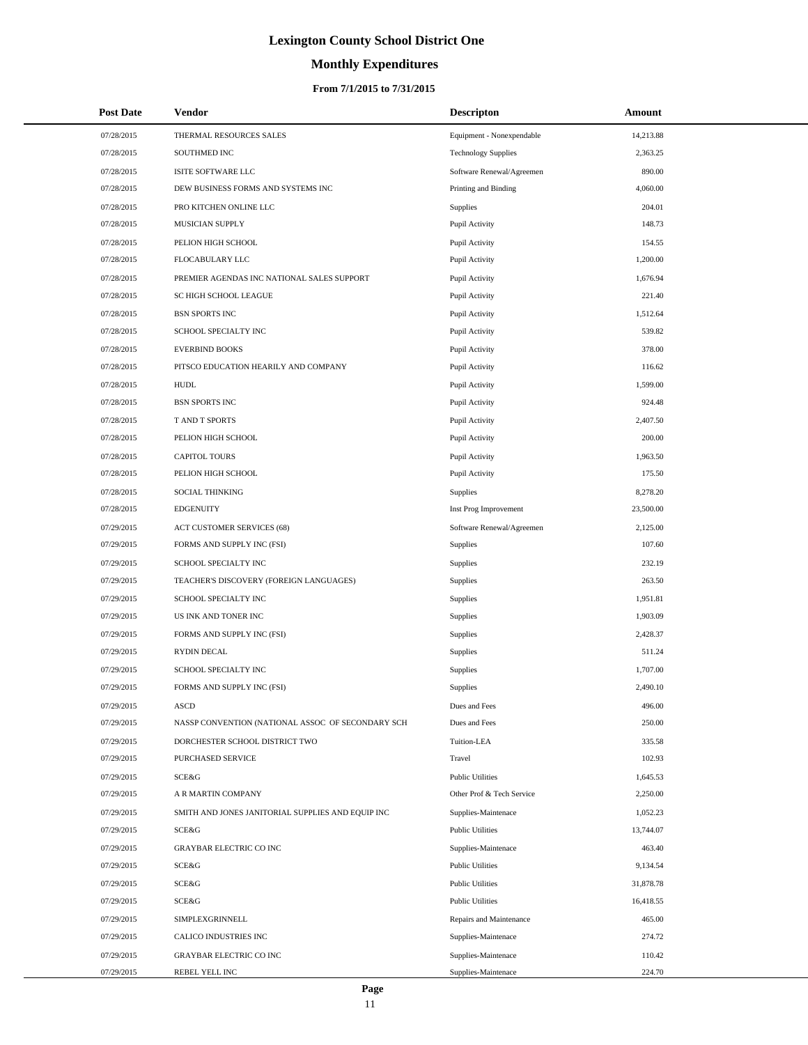# Lexington County School District One

## Monthly Expenditures

### From 7/1/2015 to 7/31/2015

| Post Date | Vendor | Descripton | Amount |
|---|---|---|---|
| 07/28/2015 | THERMAL RESOURCES SALES | Equipment - Nonexpendable | 14,213.88 |
| 07/28/2015 | SOUTHMED INC | Technology Supplies | 2,363.25 |
| 07/28/2015 | ISITE SOFTWARE LLC | Software Renewal/Agreemen | 890.00 |
| 07/28/2015 | DEW BUSINESS FORMS AND SYSTEMS INC | Printing and Binding | 4,060.00 |
| 07/28/2015 | PRO KITCHEN ONLINE LLC | Supplies | 204.01 |
| 07/28/2015 | MUSICIAN SUPPLY | Pupil Activity | 148.73 |
| 07/28/2015 | PELION HIGH SCHOOL | Pupil Activity | 154.55 |
| 07/28/2015 | FLOCABULARY LLC | Pupil Activity | 1,200.00 |
| 07/28/2015 | PREMIER AGENDAS INC NATIONAL SALES SUPPORT | Pupil Activity | 1,676.94 |
| 07/28/2015 | SC HIGH SCHOOL LEAGUE | Pupil Activity | 221.40 |
| 07/28/2015 | BSN SPORTS INC | Pupil Activity | 1,512.64 |
| 07/28/2015 | SCHOOL SPECIALTY INC | Pupil Activity | 539.82 |
| 07/28/2015 | EVERBIND BOOKS | Pupil Activity | 378.00 |
| 07/28/2015 | PITSCO EDUCATION HEARILY AND COMPANY | Pupil Activity | 116.62 |
| 07/28/2015 | HUDL | Pupil Activity | 1,599.00 |
| 07/28/2015 | BSN SPORTS INC | Pupil Activity | 924.48 |
| 07/28/2015 | T AND T SPORTS | Pupil Activity | 2,407.50 |
| 07/28/2015 | PELION HIGH SCHOOL | Pupil Activity | 200.00 |
| 07/28/2015 | CAPITOL TOURS | Pupil Activity | 1,963.50 |
| 07/28/2015 | PELION HIGH SCHOOL | Pupil Activity | 175.50 |
| 07/28/2015 | SOCIAL THINKING | Supplies | 8,278.20 |
| 07/28/2015 | EDGENUITY | Inst Prog Improvement | 23,500.00 |
| 07/29/2015 | ACT CUSTOMER SERVICES (68) | Software Renewal/Agreemen | 2,125.00 |
| 07/29/2015 | FORMS AND SUPPLY INC (FSI) | Supplies | 107.60 |
| 07/29/2015 | SCHOOL SPECIALTY INC | Supplies | 232.19 |
| 07/29/2015 | TEACHER'S DISCOVERY (FOREIGN LANGUAGES) | Supplies | 263.50 |
| 07/29/2015 | SCHOOL SPECIALTY INC | Supplies | 1,951.81 |
| 07/29/2015 | US INK AND TONER INC | Supplies | 1,903.09 |
| 07/29/2015 | FORMS AND SUPPLY INC (FSI) | Supplies | 2,428.37 |
| 07/29/2015 | RYDIN DECAL | Supplies | 511.24 |
| 07/29/2015 | SCHOOL SPECIALTY INC | Supplies | 1,707.00 |
| 07/29/2015 | FORMS AND SUPPLY INC (FSI) | Supplies | 2,490.10 |
| 07/29/2015 | ASCD | Dues and Fees | 496.00 |
| 07/29/2015 | NASSP CONVENTION (NATIONAL ASSOC OF SECONDARY SCH | Dues and Fees | 250.00 |
| 07/29/2015 | DORCHESTER SCHOOL DISTRICT TWO | Tuition-LEA | 335.58 |
| 07/29/2015 | PURCHASED SERVICE | Travel | 102.93 |
| 07/29/2015 | SCE&G | Public Utilities | 1,645.53 |
| 07/29/2015 | A R MARTIN COMPANY | Other Prof & Tech Service | 2,250.00 |
| 07/29/2015 | SMITH AND JONES JANITORIAL SUPPLIES AND EQUIP INC | Supplies-Maintenace | 1,052.23 |
| 07/29/2015 | SCE&G | Public Utilities | 13,744.07 |
| 07/29/2015 | GRAYBAR ELECTRIC CO INC | Supplies-Maintenace | 463.40 |
| 07/29/2015 | SCE&G | Public Utilities | 9,134.54 |
| 07/29/2015 | SCE&G | Public Utilities | 31,878.78 |
| 07/29/2015 | SCE&G | Public Utilities | 16,418.55 |
| 07/29/2015 | SIMPLEXGRINNELL | Repairs and Maintenance | 465.00 |
| 07/29/2015 | CALICO INDUSTRIES INC | Supplies-Maintenace | 274.72 |
| 07/29/2015 | GRAYBAR ELECTRIC CO INC | Supplies-Maintenace | 110.42 |
| 07/29/2015 | REBEL YELL INC | Supplies-Maintenace | 224.70 |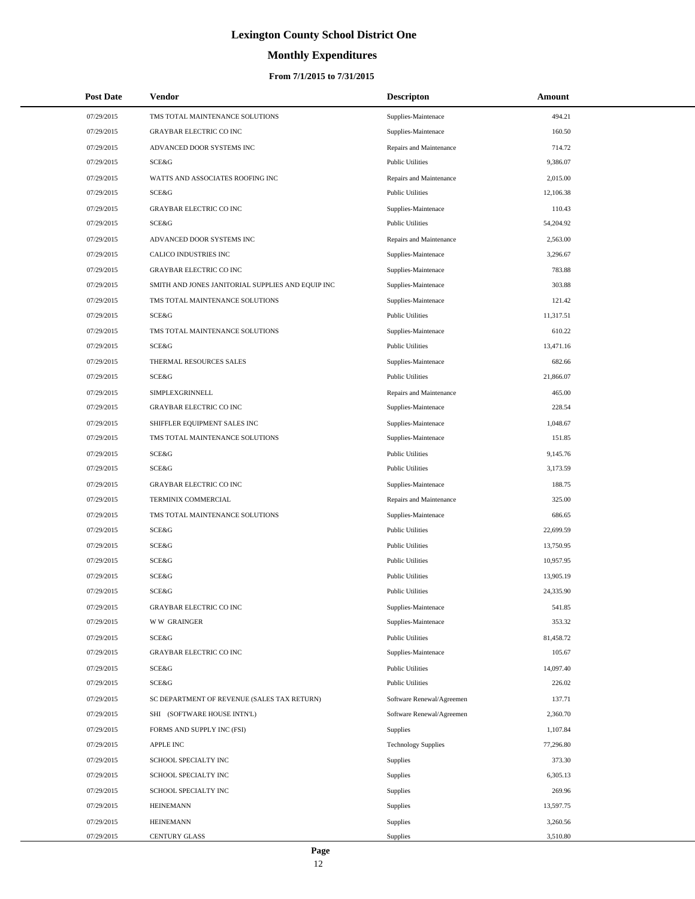# Lexington County School District One

## Monthly Expenditures

### From 7/1/2015 to 7/31/2015

| Post Date | Vendor | Descripton | Amount |
|---|---|---|---|
| 07/29/2015 | TMS TOTAL MAINTENANCE SOLUTIONS | Supplies-Maintenace | 494.21 |
| 07/29/2015 | GRAYBAR ELECTRIC CO INC | Supplies-Maintenace | 160.50 |
| 07/29/2015 | ADVANCED DOOR SYSTEMS INC | Repairs and Maintenance | 714.72 |
| 07/29/2015 | SCE&G | Public Utilities | 9,386.07 |
| 07/29/2015 | WATTS AND ASSOCIATES ROOFING INC | Repairs and Maintenance | 2,015.00 |
| 07/29/2015 | SCE&G | Public Utilities | 12,106.38 |
| 07/29/2015 | GRAYBAR ELECTRIC CO INC | Supplies-Maintenace | 110.43 |
| 07/29/2015 | SCE&G | Public Utilities | 54,204.92 |
| 07/29/2015 | ADVANCED DOOR SYSTEMS INC | Repairs and Maintenance | 2,563.00 |
| 07/29/2015 | CALICO INDUSTRIES INC | Supplies-Maintenace | 3,296.67 |
| 07/29/2015 | GRAYBAR ELECTRIC CO INC | Supplies-Maintenace | 783.88 |
| 07/29/2015 | SMITH AND JONES JANITORIAL SUPPLIES AND EQUIP INC | Supplies-Maintenace | 303.88 |
| 07/29/2015 | TMS TOTAL MAINTENANCE SOLUTIONS | Supplies-Maintenace | 121.42 |
| 07/29/2015 | SCE&G | Public Utilities | 11,317.51 |
| 07/29/2015 | TMS TOTAL MAINTENANCE SOLUTIONS | Supplies-Maintenace | 610.22 |
| 07/29/2015 | SCE&G | Public Utilities | 13,471.16 |
| 07/29/2015 | THERMAL RESOURCES SALES | Supplies-Maintenace | 682.66 |
| 07/29/2015 | SCE&G | Public Utilities | 21,866.07 |
| 07/29/2015 | SIMPLEXGRINNELL | Repairs and Maintenance | 465.00 |
| 07/29/2015 | GRAYBAR ELECTRIC CO INC | Supplies-Maintenace | 228.54 |
| 07/29/2015 | SHIFFLER EQUIPMENT SALES INC | Supplies-Maintenace | 1,048.67 |
| 07/29/2015 | TMS TOTAL MAINTENANCE SOLUTIONS | Supplies-Maintenace | 151.85 |
| 07/29/2015 | SCE&G | Public Utilities | 9,145.76 |
| 07/29/2015 | SCE&G | Public Utilities | 3,173.59 |
| 07/29/2015 | GRAYBAR ELECTRIC CO INC | Supplies-Maintenace | 188.75 |
| 07/29/2015 | TERMINIX COMMERCIAL | Repairs and Maintenance | 325.00 |
| 07/29/2015 | TMS TOTAL MAINTENANCE SOLUTIONS | Supplies-Maintenace | 686.65 |
| 07/29/2015 | SCE&G | Public Utilities | 22,699.59 |
| 07/29/2015 | SCE&G | Public Utilities | 13,750.95 |
| 07/29/2015 | SCE&G | Public Utilities | 10,957.95 |
| 07/29/2015 | SCE&G | Public Utilities | 13,905.19 |
| 07/29/2015 | SCE&G | Public Utilities | 24,335.90 |
| 07/29/2015 | GRAYBAR ELECTRIC CO INC | Supplies-Maintenace | 541.85 |
| 07/29/2015 | W W GRAINGER | Supplies-Maintenace | 353.32 |
| 07/29/2015 | SCE&G | Public Utilities | 81,458.72 |
| 07/29/2015 | GRAYBAR ELECTRIC CO INC | Supplies-Maintenace | 105.67 |
| 07/29/2015 | SCE&G | Public Utilities | 14,097.40 |
| 07/29/2015 | SCE&G | Public Utilities | 226.02 |
| 07/29/2015 | SC DEPARTMENT OF REVENUE (SALES TAX RETURN) | Software Renewal/Agreemen | 137.71 |
| 07/29/2015 | SHI (SOFTWARE HOUSE INTN'L) | Software Renewal/Agreemen | 2,360.70 |
| 07/29/2015 | FORMS AND SUPPLY INC (FSI) | Supplies | 1,107.84 |
| 07/29/2015 | APPLE INC | Technology Supplies | 77,296.80 |
| 07/29/2015 | SCHOOL SPECIALTY INC | Supplies | 373.30 |
| 07/29/2015 | SCHOOL SPECIALTY INC | Supplies | 6,305.13 |
| 07/29/2015 | SCHOOL SPECIALTY INC | Supplies | 269.96 |
| 07/29/2015 | HEINEMANN | Supplies | 13,597.75 |
| 07/29/2015 | HEINEMANN | Supplies | 3,260.56 |
| 07/29/2015 | CENTURY GLASS | Supplies | 3,510.80 |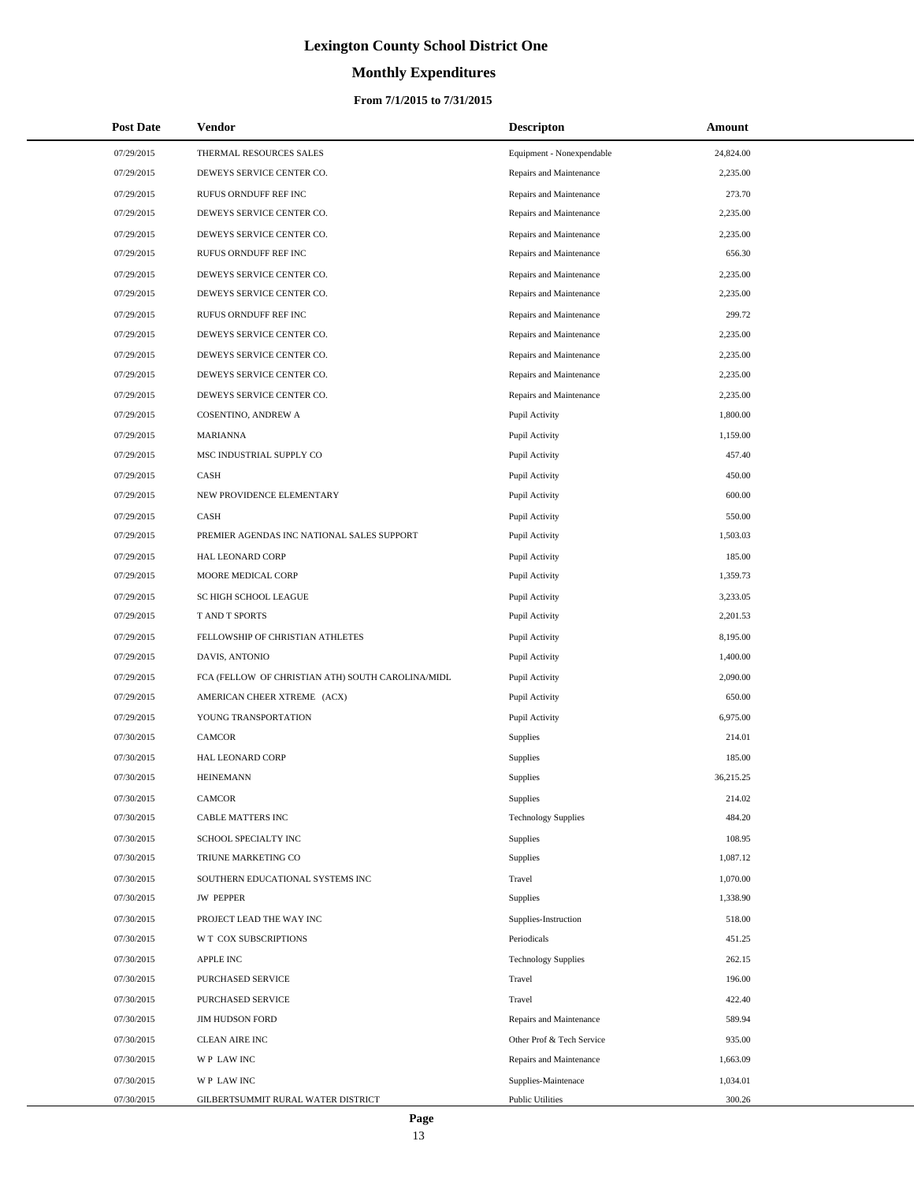# Lexington County School District One

## Monthly Expenditures

### From 7/1/2015 to 7/31/2015

| Post Date | Vendor | Descripton | Amount |
|---|---|---|---|
| 07/29/2015 | THERMAL RESOURCES SALES | Equipment - Nonexpendable | 24,824.00 |
| 07/29/2015 | DEWEYS SERVICE CENTER CO. | Repairs and Maintenance | 2,235.00 |
| 07/29/2015 | RUFUS ORNDUFF REF INC | Repairs and Maintenance | 273.70 |
| 07/29/2015 | DEWEYS SERVICE CENTER CO. | Repairs and Maintenance | 2,235.00 |
| 07/29/2015 | DEWEYS SERVICE CENTER CO. | Repairs and Maintenance | 2,235.00 |
| 07/29/2015 | RUFUS ORNDUFF REF INC | Repairs and Maintenance | 656.30 |
| 07/29/2015 | DEWEYS SERVICE CENTER CO. | Repairs and Maintenance | 2,235.00 |
| 07/29/2015 | DEWEYS SERVICE CENTER CO. | Repairs and Maintenance | 2,235.00 |
| 07/29/2015 | RUFUS ORNDUFF REF INC | Repairs and Maintenance | 299.72 |
| 07/29/2015 | DEWEYS SERVICE CENTER CO. | Repairs and Maintenance | 2,235.00 |
| 07/29/2015 | DEWEYS SERVICE CENTER CO. | Repairs and Maintenance | 2,235.00 |
| 07/29/2015 | DEWEYS SERVICE CENTER CO. | Repairs and Maintenance | 2,235.00 |
| 07/29/2015 | DEWEYS SERVICE CENTER CO. | Repairs and Maintenance | 2,235.00 |
| 07/29/2015 | COSENTINO, ANDREW A | Pupil Activity | 1,800.00 |
| 07/29/2015 | MARIANNA | Pupil Activity | 1,159.00 |
| 07/29/2015 | MSC INDUSTRIAL SUPPLY CO | Pupil Activity | 457.40 |
| 07/29/2015 | CASH | Pupil Activity | 450.00 |
| 07/29/2015 | NEW PROVIDENCE ELEMENTARY | Pupil Activity | 600.00 |
| 07/29/2015 | CASH | Pupil Activity | 550.00 |
| 07/29/2015 | PREMIER AGENDAS INC NATIONAL SALES SUPPORT | Pupil Activity | 1,503.03 |
| 07/29/2015 | HAL LEONARD CORP | Pupil Activity | 185.00 |
| 07/29/2015 | MOORE MEDICAL CORP | Pupil Activity | 1,359.73 |
| 07/29/2015 | SC HIGH SCHOOL LEAGUE | Pupil Activity | 3,233.05 |
| 07/29/2015 | T AND T SPORTS | Pupil Activity | 2,201.53 |
| 07/29/2015 | FELLOWSHIP OF CHRISTIAN ATHLETES | Pupil Activity | 8,195.00 |
| 07/29/2015 | DAVIS, ANTONIO | Pupil Activity | 1,400.00 |
| 07/29/2015 | FCA (FELLOW OF CHRISTIAN ATH) SOUTH CAROLINA/MIDL | Pupil Activity | 2,090.00 |
| 07/29/2015 | AMERICAN CHEER XTREME (ACX) | Pupil Activity | 650.00 |
| 07/29/2015 | YOUNG TRANSPORTATION | Pupil Activity | 6,975.00 |
| 07/30/2015 | CAMCOR | Supplies | 214.01 |
| 07/30/2015 | HAL LEONARD CORP | Supplies | 185.00 |
| 07/30/2015 | HEINEMANN | Supplies | 36,215.25 |
| 07/30/2015 | CAMCOR | Supplies | 214.02 |
| 07/30/2015 | CABLE MATTERS INC | Technology Supplies | 484.20 |
| 07/30/2015 | SCHOOL SPECIALTY INC | Supplies | 108.95 |
| 07/30/2015 | TRIUNE MARKETING CO | Supplies | 1,087.12 |
| 07/30/2015 | SOUTHERN EDUCATIONAL SYSTEMS INC | Travel | 1,070.00 |
| 07/30/2015 | JW PEPPER | Supplies | 1,338.90 |
| 07/30/2015 | PROJECT LEAD THE WAY INC | Supplies-Instruction | 518.00 |
| 07/30/2015 | W T COX SUBSCRIPTIONS | Periodicals | 451.25 |
| 07/30/2015 | APPLE INC | Technology Supplies | 262.15 |
| 07/30/2015 | PURCHASED SERVICE | Travel | 196.00 |
| 07/30/2015 | PURCHASED SERVICE | Travel | 422.40 |
| 07/30/2015 | JIM HUDSON FORD | Repairs and Maintenance | 589.94 |
| 07/30/2015 | CLEAN AIRE INC | Other Prof & Tech Service | 935.00 |
| 07/30/2015 | W P LAW INC | Repairs and Maintenance | 1,663.09 |
| 07/30/2015 | W P LAW INC | Supplies-Maintenace | 1,034.01 |
| 07/30/2015 | GILBERTSUMMIT RURAL WATER DISTRICT | Public Utilities | 300.26 |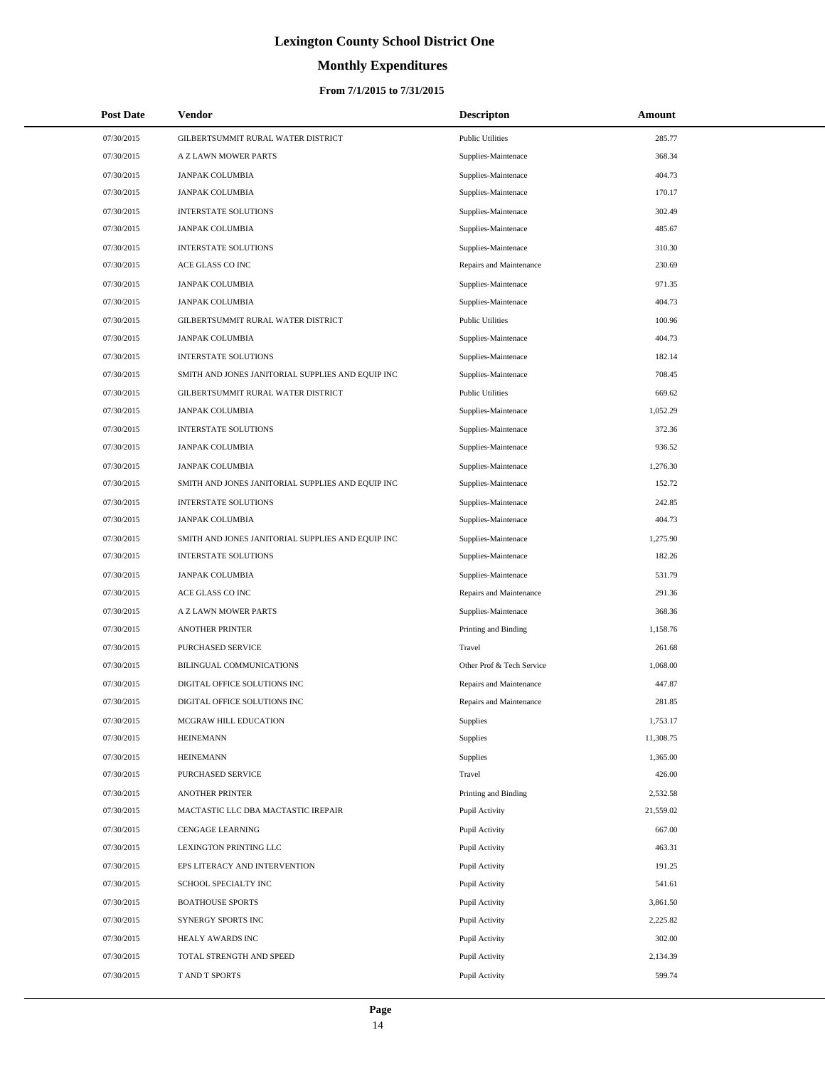# Lexington County School District One

## Monthly Expenditures

### From 7/1/2015 to 7/31/2015

| Post Date | Vendor | Descripton | Amount |
|---|---|---|---|
| 07/30/2015 | GILBERTSUMMIT RURAL WATER DISTRICT | Public Utilities | 285.77 |
| 07/30/2015 | A Z LAWN MOWER PARTS | Supplies-Maintenace | 368.34 |
| 07/30/2015 | JANPAK COLUMBIA | Supplies-Maintenace | 404.73 |
| 07/30/2015 | JANPAK COLUMBIA | Supplies-Maintenace | 170.17 |
| 07/30/2015 | INTERSTATE SOLUTIONS | Supplies-Maintenace | 302.49 |
| 07/30/2015 | JANPAK COLUMBIA | Supplies-Maintenace | 485.67 |
| 07/30/2015 | INTERSTATE SOLUTIONS | Supplies-Maintenace | 310.30 |
| 07/30/2015 | ACE GLASS CO INC | Repairs and Maintenance | 230.69 |
| 07/30/2015 | JANPAK COLUMBIA | Supplies-Maintenace | 971.35 |
| 07/30/2015 | JANPAK COLUMBIA | Supplies-Maintenace | 404.73 |
| 07/30/2015 | GILBERTSUMMIT RURAL WATER DISTRICT | Public Utilities | 100.96 |
| 07/30/2015 | JANPAK COLUMBIA | Supplies-Maintenace | 404.73 |
| 07/30/2015 | INTERSTATE SOLUTIONS | Supplies-Maintenace | 182.14 |
| 07/30/2015 | SMITH AND JONES JANITORIAL SUPPLIES AND EQUIP INC | Supplies-Maintenace | 708.45 |
| 07/30/2015 | GILBERTSUMMIT RURAL WATER DISTRICT | Public Utilities | 669.62 |
| 07/30/2015 | JANPAK COLUMBIA | Supplies-Maintenace | 1,052.29 |
| 07/30/2015 | INTERSTATE SOLUTIONS | Supplies-Maintenace | 372.36 |
| 07/30/2015 | JANPAK COLUMBIA | Supplies-Maintenace | 936.52 |
| 07/30/2015 | JANPAK COLUMBIA | Supplies-Maintenace | 1,276.30 |
| 07/30/2015 | SMITH AND JONES JANITORIAL SUPPLIES AND EQUIP INC | Supplies-Maintenace | 152.72 |
| 07/30/2015 | INTERSTATE SOLUTIONS | Supplies-Maintenace | 242.85 |
| 07/30/2015 | JANPAK COLUMBIA | Supplies-Maintenace | 404.73 |
| 07/30/2015 | SMITH AND JONES JANITORIAL SUPPLIES AND EQUIP INC | Supplies-Maintenace | 1,275.90 |
| 07/30/2015 | INTERSTATE SOLUTIONS | Supplies-Maintenace | 182.26 |
| 07/30/2015 | JANPAK COLUMBIA | Supplies-Maintenace | 531.79 |
| 07/30/2015 | ACE GLASS CO INC | Repairs and Maintenance | 291.36 |
| 07/30/2015 | A Z LAWN MOWER PARTS | Supplies-Maintenace | 368.36 |
| 07/30/2015 | ANOTHER PRINTER | Printing and Binding | 1,158.76 |
| 07/30/2015 | PURCHASED SERVICE | Travel | 261.68 |
| 07/30/2015 | BILINGUAL COMMUNICATIONS | Other Prof & Tech Service | 1,068.00 |
| 07/30/2015 | DIGITAL OFFICE SOLUTIONS INC | Repairs and Maintenance | 447.87 |
| 07/30/2015 | DIGITAL OFFICE SOLUTIONS INC | Repairs and Maintenance | 281.85 |
| 07/30/2015 | MCGRAW HILL EDUCATION | Supplies | 1,753.17 |
| 07/30/2015 | HEINEMANN | Supplies | 11,308.75 |
| 07/30/2015 | HEINEMANN | Supplies | 1,365.00 |
| 07/30/2015 | PURCHASED SERVICE | Travel | 426.00 |
| 07/30/2015 | ANOTHER PRINTER | Printing and Binding | 2,532.58 |
| 07/30/2015 | MACTASTIC LLC DBA MACTASTIC IREPAIR | Pupil Activity | 21,559.02 |
| 07/30/2015 | CENGAGE LEARNING | Pupil Activity | 667.00 |
| 07/30/2015 | LEXINGTON PRINTING LLC | Pupil Activity | 463.31 |
| 07/30/2015 | EPS LITERACY AND INTERVENTION | Pupil Activity | 191.25 |
| 07/30/2015 | SCHOOL SPECIALTY INC | Pupil Activity | 541.61 |
| 07/30/2015 | BOATHOUSE SPORTS | Pupil Activity | 3,861.50 |
| 07/30/2015 | SYNERGY SPORTS INC | Pupil Activity | 2,225.82 |
| 07/30/2015 | HEALY AWARDS INC | Pupil Activity | 302.00 |
| 07/30/2015 | TOTAL STRENGTH AND SPEED | Pupil Activity | 2,134.39 |
| 07/30/2015 | T AND T SPORTS | Pupil Activity | 599.74 |